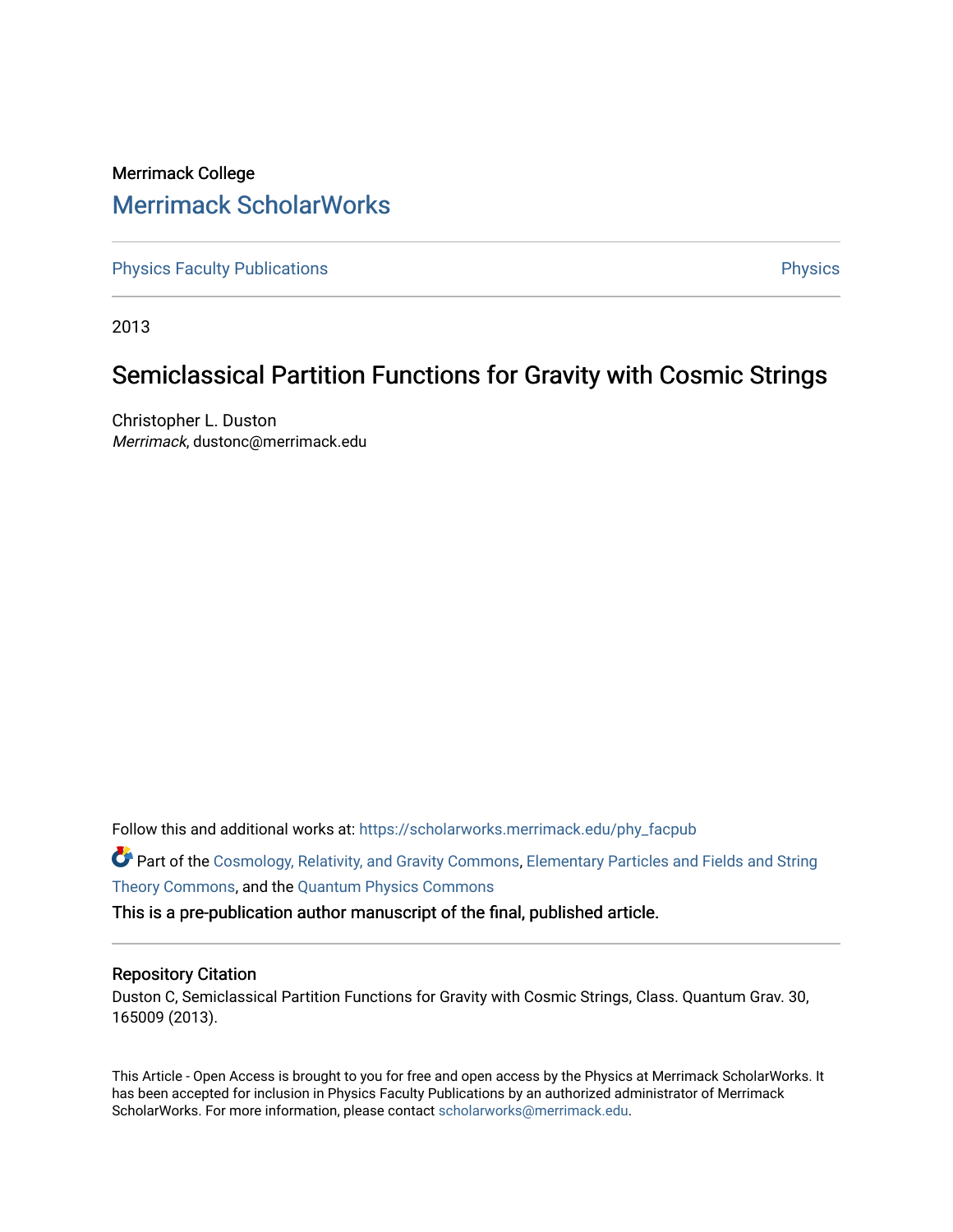Merrimack College

# Merrimack ScholarWorks

Physics Faculty Publications

Physics

2013

## Semiclassical Partition Functions for Gravity with Cosmic Strings

Christopher L. Duston
*Merrimack*, dustonc@merrimack.edu

Follow this and additional works at: https://scholarworks.merrimack.edu/phy_facpub

Part of the Cosmology, Relativity, and Gravity Commons, Elementary Particles and Fields and String Theory Commons, and the Quantum Physics Commons

This is a pre-publication author manuscript of the final, published article.

### Repository Citation

Duston C, Semiclassical Partition Functions for Gravity with Cosmic Strings, Class. Quantum Grav. 30, 165009 (2013).

This Article - Open Access is brought to you for free and open access by the Physics at Merrimack ScholarWorks. It has been accepted for inclusion in Physics Faculty Publications by an authorized administrator of Merrimack ScholarWorks. For more information, please contact scholarworks@merrimack.edu.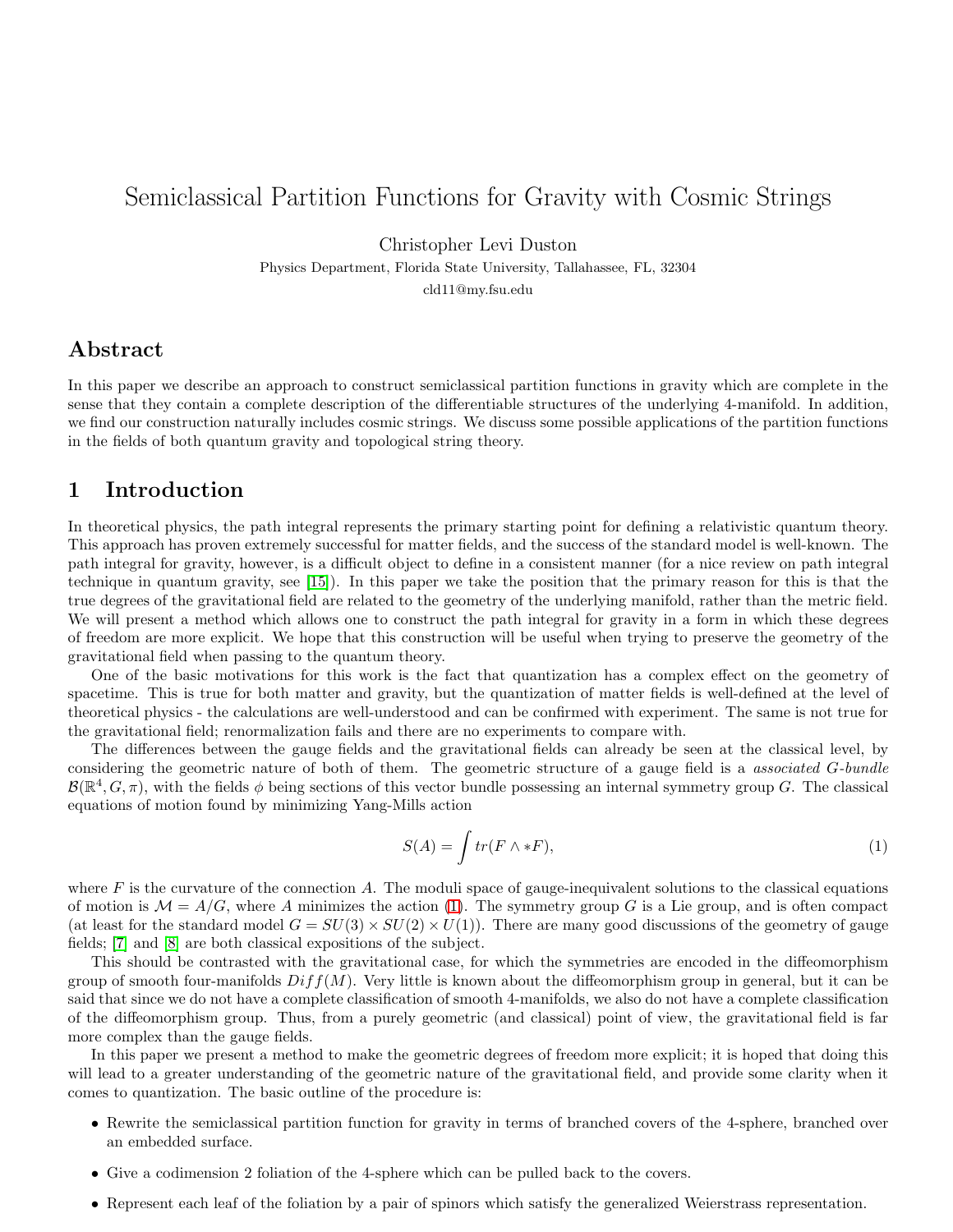# Semiclassical Partition Functions for Gravity with Cosmic Strings

Christopher Levi Duston

Physics Department, Florida State University, Tallahassee, FL, 32304

cld11@my.fsu.edu

## Abstract

In this paper we describe an approach to construct semiclassical partition functions in gravity which are complete in the sense that they contain a complete description of the differentiable structures of the underlying 4-manifold. In addition, we find our construction naturally includes cosmic strings. We discuss some possible applications of the partition functions in the fields of both quantum gravity and topological string theory.

## 1 Introduction

In theoretical physics, the path integral represents the primary starting point for defining a relativistic quantum theory. This approach has proven extremely successful for matter fields, and the success of the standard model is well-known. The path integral for gravity, however, is a difficult object to define in a consistent manner (for a nice review on path integral technique in quantum gravity, see [15]). In this paper we take the position that the primary reason for this is that the true degrees of the gravitational field are related to the geometry of the underlying manifold, rather than the metric field. We will present a method which allows one to construct the path integral for gravity in a form in which these degrees of freedom are more explicit. We hope that this construction will be useful when trying to preserve the geometry of the gravitational field when passing to the quantum theory.

One of the basic motivations for this work is the fact that quantization has a complex effect on the geometry of spacetime. This is true for both matter and gravity, but the quantization of matter fields is well-defined at the level of theoretical physics - the calculations are well-understood and can be confirmed with experiment. The same is not true for the gravitational field; renormalization fails and there are no experiments to compare with.

The differences between the gauge fields and the gravitational fields can already be seen at the classical level, by considering the geometric nature of both of them. The geometric structure of a gauge field is a *associated G-bundle* $\mathcal{B}(\mathbb{R}^4, G, \pi)$, with the fields $\phi$ being sections of this vector bundle possessing an internal symmetry group $G$. The classical equations of motion found by minimizing Yang-Mills action

$$S(A) = \int tr(F \wedge *F), \tag{1}$$

where $F$ is the curvature of the connection $A$. The moduli space of gauge-inequivalent solutions to the classical equations of motion is $\mathcal{M} = A/G$, where $A$ minimizes the action (1). The symmetry group $G$ is a Lie group, and is often compact (at least for the standard model $G = SU(3) \times SU(2) \times U(1)$). There are many good discussions of the geometry of gauge fields; [7] and [8] are both classical expositions of the subject.

This should be contrasted with the gravitational case, for which the symmetries are encoded in the diffeomorphism group of smooth four-manifolds $Diff(M)$. Very little is known about the diffeomorphism group in general, but it can be said that since we do not have a complete classification of smooth 4-manifolds, we also do not have a complete classification of the diffeomorphism group. Thus, from a purely geometric (and classical) point of view, the gravitational field is far more complex than the gauge fields.

In this paper we present a method to make the geometric degrees of freedom more explicit; it is hoped that doing this will lead to a greater understanding of the geometric nature of the gravitational field, and provide some clarity when it comes to quantization. The basic outline of the procedure is:

- Rewrite the semiclassical partition function for gravity in terms of branched covers of the 4-sphere, branched over an embedded surface.
- Give a codimension 2 foliation of the 4-sphere which can be pulled back to the covers.
- Represent each leaf of the foliation by a pair of spinors which satisfy the generalized Weierstrass representation.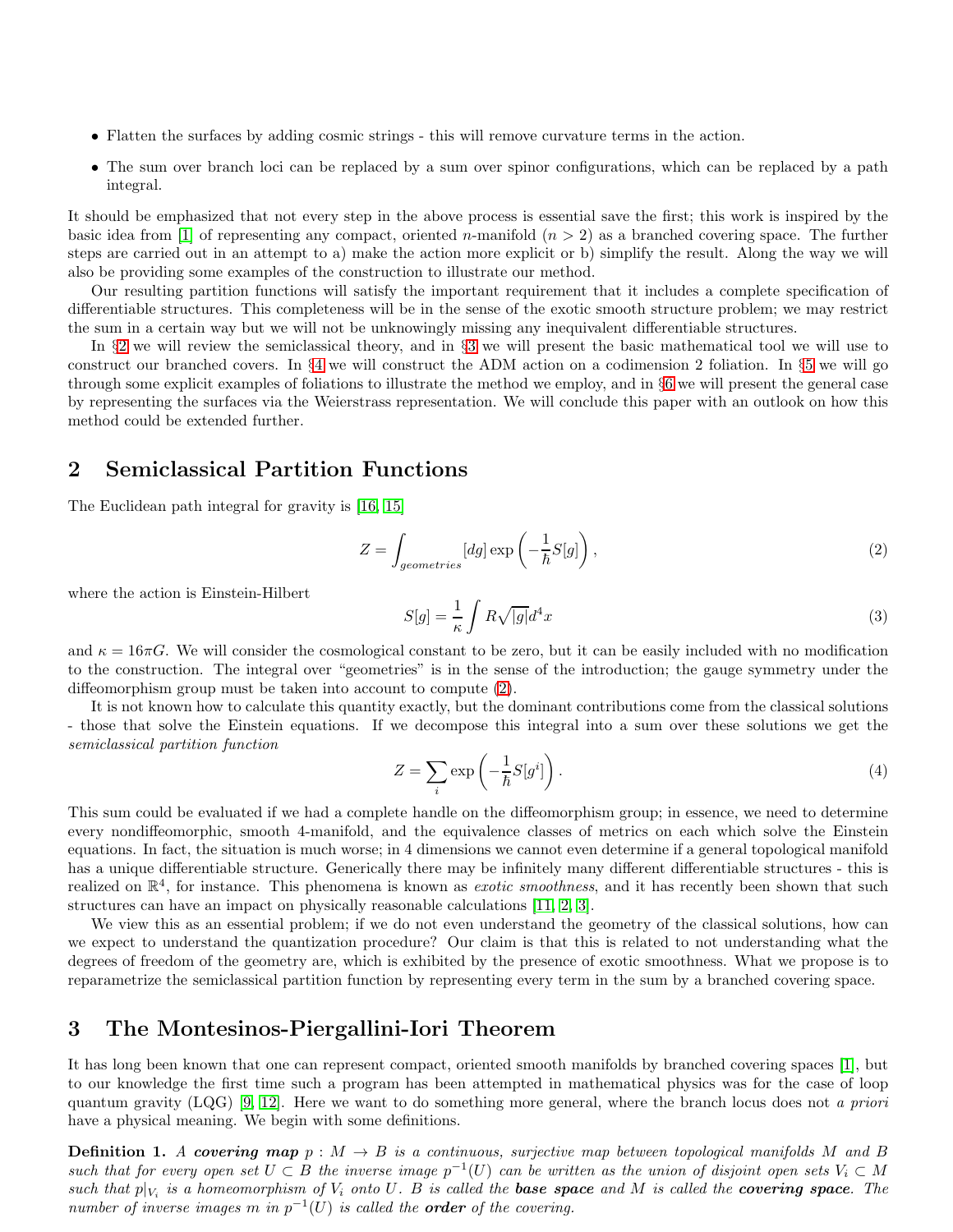- Flatten the surfaces by adding cosmic strings - this will remove curvature terms in the action.
- The sum over branch loci can be replaced by a sum over spinor configurations, which can be replaced by a path integral.

It should be emphasized that not every step in the above process is essential save the first; this work is inspired by the basic idea from [1] of representing any compact, oriented $n$-manifold ($n > 2$) as a branched covering space. The further steps are carried out in an attempt to a) make the action more explicit or b) simplify the result. Along the way we will also be providing some examples of the construction to illustrate our method.

Our resulting partition functions will satisfy the important requirement that it includes a complete specification of differentiable structures. This completeness will be in the sense of the exotic smooth structure problem; we may restrict the sum in a certain way but we will not be unknowingly missing any inequivalent differentiable structures.

In §2 we will review the semiclassical theory, and in §3 we will present the basic mathematical tool we will use to construct our branched covers. In §4 we will construct the ADM action on a codimension 2 foliation. In §5 we will go through some explicit examples of foliations to illustrate the method we employ, and in §6 we will present the general case by representing the surfaces via the Weierstrass representation. We will conclude this paper with an outlook on how this method could be extended further.

## 2 Semiclassical Partition Functions

The Euclidean path integral for gravity is [16, 15]

$$Z = \int_{geometries} [dg] \exp\left(-\frac{1}{\hbar} S[g]\right), \tag{2}$$

where the action is Einstein-Hilbert

$$S[g] = \frac{1}{\kappa} \int R\sqrt{|g|} d^4x \tag{3}$$

and $\kappa = 16\pi G$. We will consider the cosmological constant to be zero, but it can be easily included with no modification to the construction. The integral over "geometries" is in the sense of the introduction; the gauge symmetry under the diffeomorphism group must be taken into account to compute (2).

It is not known how to calculate this quantity exactly, but the dominant contributions come from the classical solutions - those that solve the Einstein equations. If we decompose this integral into a sum over these solutions we get the *semiclassical partition function*

$$Z = \sum_i \exp\left(-\frac{1}{\hbar} S[g^i]\right). \tag{4}$$

This sum could be evaluated if we had a complete handle on the diffeomorphism group; in essence, we need to determine every nondiffeomorphic, smooth 4-manifold, and the equivalence classes of metrics on each which solve the Einstein equations. In fact, the situation is much worse; in 4 dimensions we cannot even determine if a general topological manifold has a unique differentiable structure. Generically there may be infinitely many different differentiable structures - this is realized on $\mathbb{R}^4$, for instance. This phenomena is known as *exotic smoothness*, and it has recently been shown that such structures can have an impact on physically reasonable calculations [11, 2, 3].

We view this as an essential problem; if we do not even understand the geometry of the classical solutions, how can we expect to understand the quantization procedure? Our claim is that this is related to not understanding what the degrees of freedom of the geometry are, which is exhibited by the presence of exotic smoothness. What we propose is to reparametrize the semiclassical partition function by representing every term in the sum by a branched covering space.

## 3 The Montesinos-Piergallini-Iori Theorem

It has long been known that one can represent compact, oriented smooth manifolds by branched covering spaces [1], but to our knowledge the first time such a program has been attempted in mathematical physics was for the case of loop quantum gravity (LQG) [9, 12]. Here we want to do something more general, where the branch locus does not *a priori* have a physical meaning. We begin with some definitions.

**Definition 1.** *A **covering map** $p : M \to B$ is a continuous, surjective map between topological manifolds $M$ and $B$ such that for every open set $U \subset B$ the inverse image $p^{-1}(U)$ can be written as the union of disjoint open sets $V_i \subset M$ such that $p|_{V_i}$ is a homeomorphism of $V_i$ onto $U$. $B$ is called the **base space** and $M$ is called the **covering space**. The number of inverse images $m$ in $p^{-1}(U)$ is called the **order** of the covering.*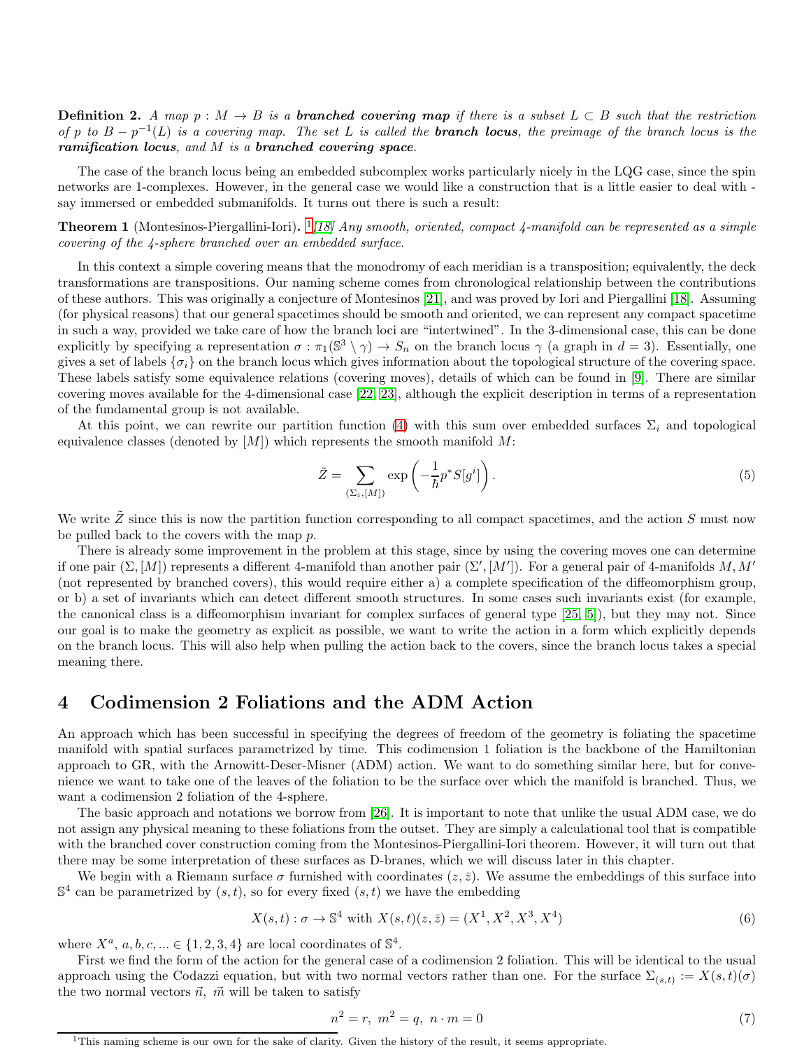**Definition 2.** *A map $p : M \to B$ is a* ***branched covering map*** *if there is a subset $L \subset B$ such that the restriction of $p$ to $B - p^{-1}(L)$ is a covering map. The set $L$ is called the* ***branch locus****, the preimage of the branch locus is the* ***ramification locus****, and $M$ is a* ***branched covering space****.*

The case of the branch locus being an embedded subcomplex works particularly nicely in the LQG case, since the spin networks are 1-complexes. However, in the general case we would like a construction that is a little easier to deal with - say immersed or embedded submanifolds. It turns out there is such a result:

**Theorem 1** (Montesinos-Piergallini-Iori)**.** [1][18] *Any smooth, oriented, compact 4-manifold can be represented as a simple covering of the 4-sphere branched over an embedded surface.*

In this context a simple covering means that the monodromy of each meridian is a transposition; equivalently, the deck transformations are transpositions. Our naming scheme comes from chronological relationship between the contributions of these authors. This was originally a conjecture of Montesinos [21], and was proved by Iori and Piergallini [18]. Assuming (for physical reasons) that our general spacetimes should be smooth and oriented, we can represent any compact spacetime in such a way, provided we take care of how the branch loci are "intertwined". In the 3-dimensional case, this can be done explicitly by specifying a representation $\sigma : \pi_1(\mathbb{S}^3 \setminus \gamma) \to S_n$ on the branch locus $\gamma$ (a graph in $d = 3$). Essentially, one gives a set of labels $\{\sigma_i\}$ on the branch locus which gives information about the topological structure of the covering space. These labels satisfy some equivalence relations (covering moves), details of which can be found in [9]. There are similar covering moves available for the 4-dimensional case [22, 23], although the explicit description in terms of a representation of the fundamental group is not available.

At this point, we can rewrite our partition function (4) with this sum over embedded surfaces $\Sigma_i$ and topological equivalence classes (denoted by $[M]$) which represents the smooth manifold $M$:

$$\tilde{Z} = \sum_{(\Sigma_i, [M])} \exp\left(-\frac{1}{\hbar} p^* S[g^i]\right). \tag{5}$$

We write $\tilde{Z}$ since this is now the partition function corresponding to all compact spacetimes, and the action $S$ must now be pulled back to the covers with the map $p$.

There is already some improvement in the problem at this stage, since by using the covering moves one can determine if one pair $(\Sigma, [M])$ represents a different 4-manifold than another pair $(\Sigma', [M'])$. For a general pair of 4-manifolds $M, M'$ (not represented by branched covers), this would require either a) a complete specification of the diffeomorphism group, or b) a set of invariants which can detect different smooth structures. In some cases such invariants exist (for example, the canonical class is a diffeomorphism invariant for complex surfaces of general type [25, 5]), but they may not. Since our goal is to make the geometry as explicit as possible, we want to write the action in a form which explicitly depends on the branch locus. This will also help when pulling the action back to the covers, since the branch locus takes a special meaning there.

# 4 Codimension 2 Foliations and the ADM Action

An approach which has been successful in specifying the degrees of freedom of the geometry is foliating the spacetime manifold with spatial surfaces parametrized by time. This codimension 1 foliation is the backbone of the Hamiltonian approach to GR, with the Arnowitt-Deser-Misner (ADM) action. We want to do something similar here, but for convenience we want to take one of the leaves of the foliation to be the surface over which the manifold is branched. Thus, we want a codimension 2 foliation of the 4-sphere.

The basic approach and notations we borrow from [26]. It is important to note that unlike the usual ADM case, we do not assign any physical meaning to these foliations from the outset. They are simply a calculational tool that is compatible with the branched cover construction coming from the Montesinos-Piergallini-Iori theorem. However, it will turn out that there may be some interpretation of these surfaces as D-branes, which we will discuss later in this chapter.

We begin with a Riemann surface $\sigma$ furnished with coordinates $(z, \bar{z})$. We assume the embeddings of this surface into $\mathbb{S}^4$ can be parametrized by $(s, t)$, so for every fixed $(s, t)$ we have the embedding

$$X(s,t) : \sigma \to \mathbb{S}^4 \text{ with } X(s,t)(z, \bar{z}) = (X^1, X^2, X^3, X^4) \tag{6}$$

where $X^a$, $a, b, c, ... \in \{1, 2, 3, 4\}$ are local coordinates of $\mathbb{S}^4$.

First we find the form of the action for the general case of a codimension 2 foliation. This will be identical to the usual approach using the Codazzi equation, but with two normal vectors rather than one. For the surface $\Sigma_{(s,t)} := X(s,t)(\sigma)$ the two normal vectors $\vec{n}$, $\vec{m}$ will be taken to satisfy

$$n^2 = r, \; m^2 = q, \; n \cdot m = 0 \tag{7}$$

[1] This naming scheme is our own for the sake of clarity. Given the history of the result, it seems appropriate.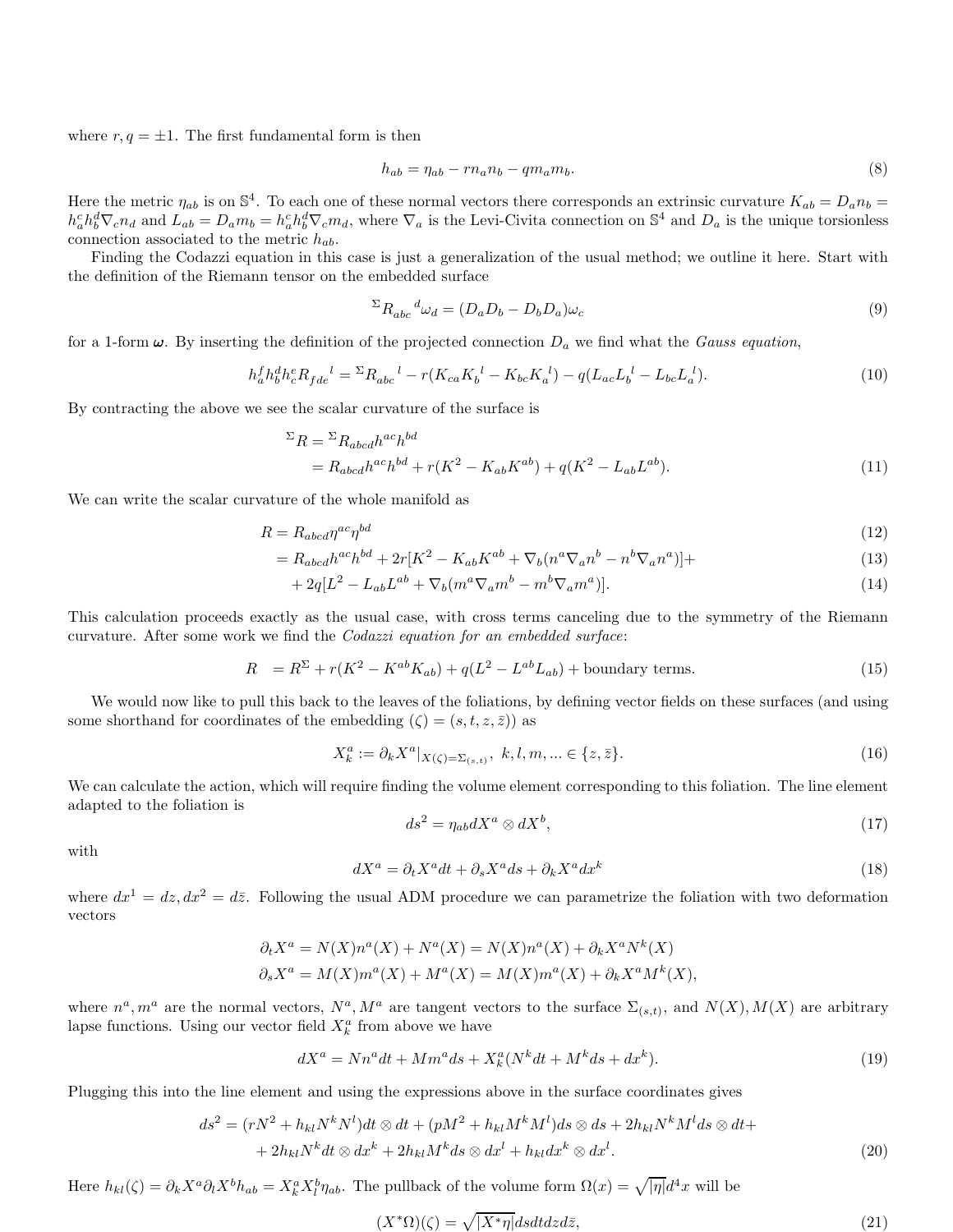where $r, q = \pm 1$. The first fundamental form is then

$$h_{ab} = \eta_{ab} - r n_a n_b - q m_a m_b. \tag{8}$$

Here the metric $\eta_{ab}$ is on $\mathbb{S}^4$. To each one of these normal vectors there corresponds an extrinsic curvature $K_{ab} = D_a n_b = h_a^c h_b^d \nabla_c n_d$ and $L_{ab} = D_a m_b = h_a^c h_b^d \nabla_c m_d$, where $\nabla_a$ is the Levi-Civita connection on $\mathbb{S}^4$ and $D_a$ is the unique torsionless connection associated to the metric $h_{ab}$.

Finding the Codazzi equation in this case is just a generalization of the usual method; we outline it here. Start with the definition of the Riemann tensor on the embedded surface

$${}^{\Sigma}R_{abc}{}^{d}\omega_d = (D_a D_b - D_b D_a)\omega_c \tag{9}$$

for a 1-form $\boldsymbol{\omega}$. By inserting the definition of the projected connection $D_a$ we find what the *Gauss equation*,

$$h_a^f h_b^d h_c^e R_{fde}{}^{l} = {}^{\Sigma}R_{abc}{}^{l} - r(K_{ca}K_b{}^{l} - K_{bc}K_a{}^{l}) - q(L_{ac}L_b{}^{l} - L_{bc}L_a{}^{l}). \tag{10}$$

By contracting the above we see the scalar curvature of the surface is

$$\begin{aligned} {}^{\Sigma}R &= {}^{\Sigma}R_{abcd}h^{ac}h^{bd} \\ &= R_{abcd}h^{ac}h^{bd} + r(K^2 - K_{ab}K^{ab}) + q(K^2 - L_{ab}L^{ab}). \end{aligned} \tag{11}$$

We can write the scalar curvature of the whole manifold as

$$R = R_{abcd}\eta^{ac}\eta^{bd} \tag{12}$$

$$= R_{abcd}h^{ac}h^{bd} + 2r[K^2 - K_{ab}K^{ab} + \nabla_b(n^a\nabla_a n^b - n^b\nabla_a n^a)] + \tag{13}$$

$$+ 2q[L^2 - L_{ab}L^{ab} + \nabla_b(m^a\nabla_a m^b - m^b\nabla_a m^a)]. \tag{14}$$

This calculation proceeds exactly as the usual case, with cross terms canceling due to the symmetry of the Riemann curvature. After some work we find the *Codazzi equation for an embedded surface*:

$$R \;\; = R^{\Sigma} + r(K^2 - K^{ab}K_{ab}) + q(L^2 - L^{ab}L_{ab}) + \text{boundary terms}. \tag{15}$$

We would now like to pull this back to the leaves of the foliations, by defining vector fields on these surfaces (and using some shorthand for coordinates of the embedding $(\zeta) = (s, t, z, \bar{z})$) as

$$X_k^a := \partial_k X^a|_{X(\zeta)=\Sigma_{(s,t)}}, \;\; k, l, m, ... \in \{z, \bar{z}\}. \tag{16}$$

We can calculate the action, which will require finding the volume element corresponding to this foliation. The line element adapted to the foliation is

$$ds^2 = \eta_{ab}dX^a \otimes dX^b, \tag{17}$$

with

$$dX^a = \partial_t X^a dt + \partial_s X^a ds + \partial_k X^a dx^k \tag{18}$$

where $dx^1 = dz, dx^2 = d\bar{z}$. Following the usual ADM procedure we can parametrize the foliation with two deformation vectors

$$\partial_t X^a = N(X)n^a(X) + N^a(X) = N(X)n^a(X) + \partial_k X^a N^k(X)$$
$$\partial_s X^a = M(X)m^a(X) + M^a(X) = M(X)m^a(X) + \partial_k X^a M^k(X),$$

where $n^a, m^a$ are the normal vectors, $N^a, M^a$ are tangent vectors to the surface $\Sigma_{(s,t)}$, and $N(X), M(X)$ are arbitrary lapse functions. Using our vector field $X_k^a$ from above we have

$$dX^a = Nn^a dt + Mm^a ds + X_k^a(N^k dt + M^k ds + dx^k). \tag{19}$$

Plugging this into the line element and using the expressions above in the surface coordinates gives

$$\begin{aligned} ds^2 = (rN^2 + h_{kl}N^k N^l)dt \otimes dt + (pM^2 + h_{kl}M^k M^l)ds \otimes ds + 2h_{kl}N^k M^l ds \otimes dt + \\ + 2h_{kl}N^k dt \otimes dx^k + 2h_{kl}M^k ds \otimes dx^l + h_{kl}dx^k \otimes dx^l. \end{aligned} \tag{20}$$

Here $h_{kl}(\zeta) = \partial_k X^a \partial_l X^b h_{ab} = X_k^a X_l^b \eta_{ab}$. The pullback of the volume form $\Omega(x) = \sqrt{|\eta|}d^4x$ will be

$$(X^*\Omega)(\zeta) = \sqrt{|X^*\eta|}ds dt dz d\bar{z}, \tag{21}$$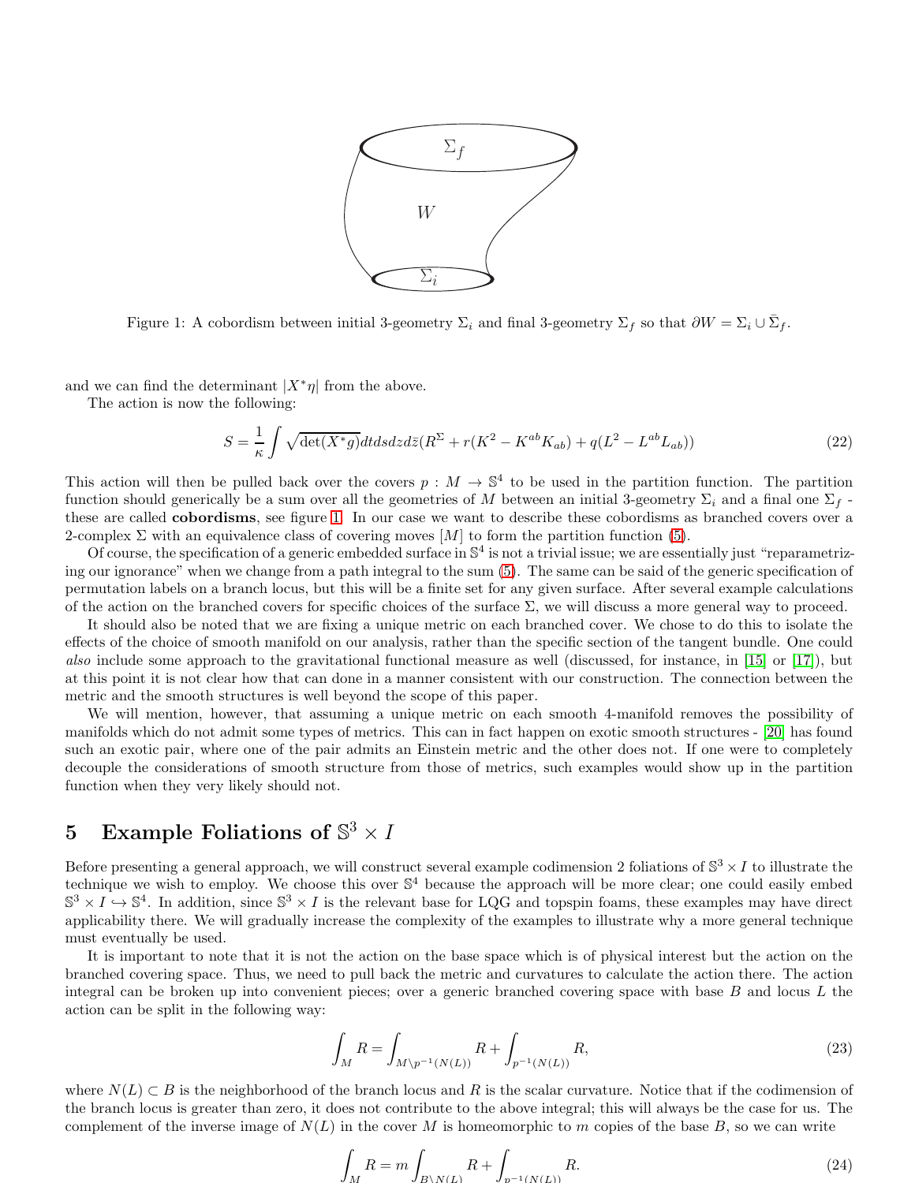Figure 1: A cobordism between initial 3-geometry $\Sigma_i$ and final 3-geometry $\Sigma_f$ so that $\partial W = \Sigma_i \cup \bar{\Sigma}_f$.

and we can find the determinant $|X^*\eta|$ from the above.

The action is now the following:

$$S = \frac{1}{\kappa}\int \sqrt{\det(X^*g)}dtdsdzd\bar{z}(R^{\Sigma} + r(K^2 - K^{ab}K_{ab}) + q(L^2 - L^{ab}L_{ab})) \tag{22}$$

This action will then be pulled back over the covers $p : M \to \mathbb{S}^4$ to be used in the partition function. The partition function should generically be a sum over all the geometries of $M$ between an initial 3-geometry $\Sigma_i$ and a final one $\Sigma_f$ - these are called **cobordisms**, see figure 1. In our case we want to describe these cobordisms as branched covers over a 2-complex $\Sigma$ with an equivalence class of covering moves $[M]$ to form the partition function (5).

Of course, the specification of a generic embedded surface in $\mathbb{S}^4$ is not a trivial issue; we are essentially just "reparametrizing our ignorance" when we change from a path integral to the sum (5). The same can be said of the generic specification of permutation labels on a branch locus, but this will be a finite set for any given surface. After several example calculations of the action on the branched covers for specific choices of the surface $\Sigma$, we will discuss a more general way to proceed.

It should also be noted that we are fixing a unique metric on each branched cover. We chose to do this to isolate the effects of the choice of smooth manifold on our analysis, rather than the specific section of the tangent bundle. One could *also* include some approach to the gravitational functional measure as well (discussed, for instance, in [15] or [17]), but at this point it is not clear how that can done in a manner consistent with our construction. The connection between the metric and the smooth structures is well beyond the scope of this paper.

We will mention, however, that assuming a unique metric on each smooth 4-manifold removes the possibility of manifolds which do not admit some types of metrics. This can in fact happen on exotic smooth structures - [20] has found such an exotic pair, where one of the pair admits an Einstein metric and the other does not. If one were to completely decouple the considerations of smooth structure from those of metrics, such examples would show up in the partition function when they very likely should not.

## 5 Example Foliations of $\mathbb{S}^3 \times I$

Before presenting a general approach, we will construct several example codimension 2 foliations of $\mathbb{S}^3 \times I$ to illustrate the technique we wish to employ. We choose this over $\mathbb{S}^4$ because the approach will be more clear; one could easily embed $\mathbb{S}^3 \times I \hookrightarrow \mathbb{S}^4$. In addition, since $\mathbb{S}^3 \times I$ is the relevant base for LQG and topspin foams, these examples may have direct applicability there. We will gradually increase the complexity of the examples to illustrate why a more general technique must eventually be used.

It is important to note that it is not the action on the base space which is of physical interest but the action on the branched covering space. Thus, we need to pull back the metric and curvatures to calculate the action there. The action integral can be broken up into convenient pieces; over a generic branched covering space with base $B$ and locus $L$ the action can be split in the following way:

$$\int_M R = \int_{M\setminus p^{-1}(N(L))} R + \int_{p^{-1}(N(L))} R, \tag{23}$$

where $N(L) \subset B$ is the neighborhood of the branch locus and $R$ is the scalar curvature. Notice that if the codimension of the branch locus is greater than zero, it does not contribute to the above integral; this will always be the case for us. The complement of the inverse image of $N(L)$ in the cover $M$ is homeomorphic to $m$ copies of the base $B$, so we can write

$$\int_M R = m\int_{B\setminus N(L)} R + \int_{p^{-1}(N(L))} R. \tag{24}$$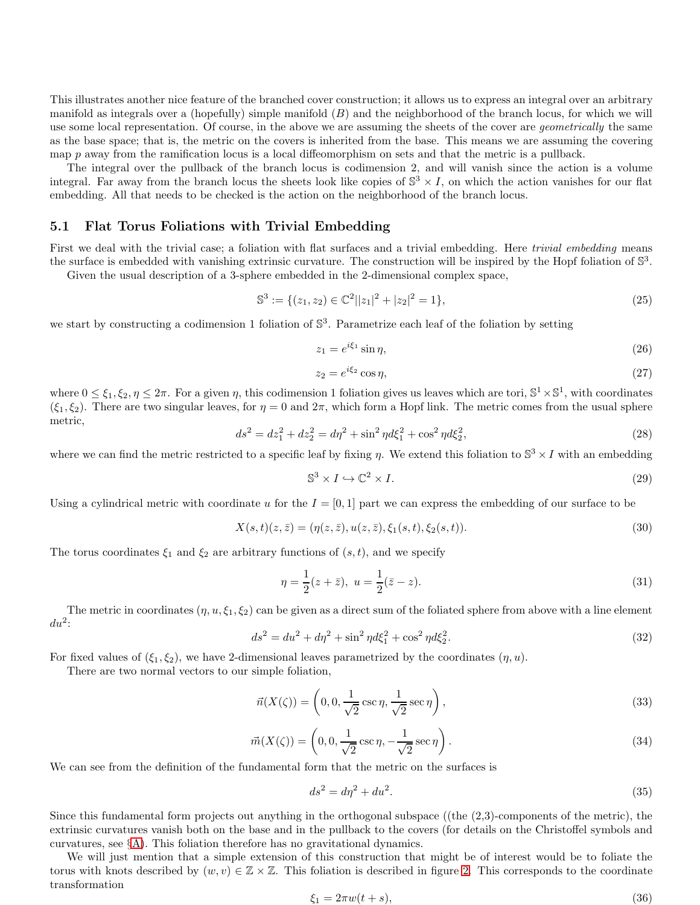This illustrates another nice feature of the branched cover construction; it allows us to express an integral over an arbitrary manifold as integrals over a (hopefully) simple manifold ($B$) and the neighborhood of the branch locus, for which we will use some local representation. Of course, in the above we are assuming the sheets of the cover are *geometrically* the same as the base space; that is, the metric on the covers is inherited from the base. This means we are assuming the covering map $p$ away from the ramification locus is a local diffeomorphism on sets and that the metric is a pullback.

The integral over the pullback of the branch locus is codimension 2, and will vanish since the action is a volume integral. Far away from the branch locus the sheets look like copies of $\mathbb{S}^3 \times I$, on which the action vanishes for our flat embedding. All that needs to be checked is the action on the neighborhood of the branch locus.

## 5.1 Flat Torus Foliations with Trivial Embedding

First we deal with the trivial case; a foliation with flat surfaces and a trivial embedding. Here *trivial embedding* means the surface is embedded with vanishing extrinsic curvature. The construction will be inspired by the Hopf foliation of $\mathbb{S}^3$.

Given the usual description of a 3-sphere embedded in the 2-dimensional complex space,

$$\mathbb{S}^3 := \{(z_1, z_2) \in \mathbb{C}^2 | |z_1|^2 + |z_2|^2 = 1\}, \tag{25}$$

we start by constructing a codimension 1 foliation of $\mathbb{S}^3$. Parametrize each leaf of the foliation by setting

$$z_1 = e^{i\xi_1} \sin \eta, \tag{26}$$

$$z_2 = e^{i\xi_2} \cos \eta, \tag{27}$$

where $0 \le \xi_1, \xi_2, \eta \le 2\pi$. For a given $\eta$, this codimension 1 foliation gives us leaves which are tori, $\mathbb{S}^1 \times \mathbb{S}^1$, with coordinates $(\xi_1, \xi_2)$. There are two singular leaves, for $\eta = 0$ and $2\pi$, which form a Hopf link. The metric comes from the usual sphere metric,

$$ds^2 = dz_1^2 + dz_2^2 = d\eta^2 + \sin^2 \eta d\xi_1^2 + \cos^2 \eta d\xi_2^2, \tag{28}$$

where we can find the metric restricted to a specific leaf by fixing $\eta$. We extend this foliation to $\mathbb{S}^3 \times I$ with an embedding

$$\mathbb{S}^3 \times I \hookrightarrow \mathbb{C}^2 \times I. \tag{29}$$

Using a cylindrical metric with coordinate $u$ for the $I = [0, 1]$ part we can express the embedding of our surface to be

$$X(s, t)(z, \bar{z}) = (\eta(z, \bar{z}), u(z, \bar{z}), \xi_1(s, t), \xi_2(s, t)). \tag{30}$$

The torus coordinates $\xi_1$ and $\xi_2$ are arbitrary functions of $(s, t)$, and we specify

$$\eta = \frac{1}{2}(z + \bar{z}), \ u = \frac{1}{2}(\bar{z} - z). \tag{31}$$

The metric in coordinates $(\eta, u, \xi_1, \xi_2)$ can be given as a direct sum of the foliated sphere from above with a line element $du^2$:

$$ds^2 = du^2 + d\eta^2 + \sin^2 \eta d\xi_1^2 + \cos^2 \eta d\xi_2^2. \tag{32}$$

For fixed values of $(\xi_1, \xi_2)$, we have 2-dimensional leaves parametrized by the coordinates $(\eta, u)$.

There are two normal vectors to our simple foliation,

$$\vec{n}(X(\zeta)) = \left(0, 0, \frac{1}{\sqrt{2}} \csc \eta, \frac{1}{\sqrt{2}} \sec \eta\right), \tag{33}$$

$$\vec{m}(X(\zeta)) = \left(0, 0, \frac{1}{\sqrt{2}} \csc \eta, -\frac{1}{\sqrt{2}} \sec \eta\right). \tag{34}$$

We can see from the definition of the fundamental form that the metric on the surfaces is

$$ds^2 = d\eta^2 + du^2. \tag{35}$$

Since this fundamental form projects out anything in the orthogonal subspace ((the (2,3)-components of the metric), the extrinsic curvatures vanish both on the base and in the pullback to the covers (for details on the Christoffel symbols and curvatures, see §A). This foliation therefore has no gravitational dynamics.

We will just mention that a simple extension of this construction that might be of interest would be to foliate the torus with knots described by $(w, v) \in \mathbb{Z} \times \mathbb{Z}$. This foliation is described in figure 2. This corresponds to the coordinate transformation

$$\xi_1 = 2\pi w(t + s), \tag{36}$$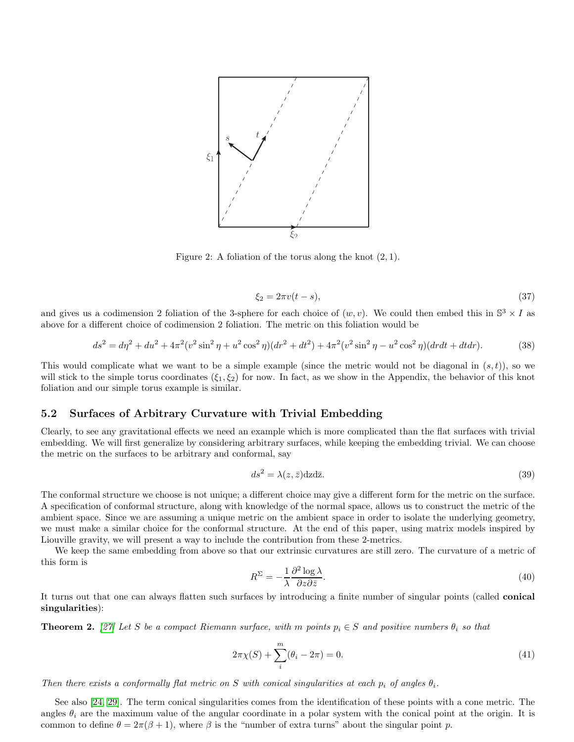Figure 2: A foliation of the torus along the knot $(2, 1)$.

$$\xi_2 = 2\pi v(t - s), \tag{37}$$

and gives us a codimension 2 foliation of the 3-sphere for each choice of $(w, v)$. We could then embed this in $\mathbb{S}^3 \times I$ as above for a different choice of codimension 2 foliation. The metric on this foliation would be

$$ds^2 = d\eta^2 + du^2 + 4\pi^2(v^2 \sin^2\eta + u^2 \cos^2\eta)(dr^2 + dt^2) + 4\pi^2(v^2 \sin^2\eta - u^2 \cos^2\eta)(drdt + dtdr). \tag{38}$$

This would complicate what we want to be a simple example (since the metric would not be diagonal in $(s, t)$), so we will stick to the simple torus coordinates $(\xi_1, \xi_2)$ for now. In fact, as we show in the Appendix, the behavior of this knot foliation and our simple torus example is similar.

## 5.2 Surfaces of Arbitrary Curvature with Trivial Embedding

Clearly, to see any gravitational effects we need an example which is more complicated than the flat surfaces with trivial embedding. We will first generalize by considering arbitrary surfaces, while keeping the embedding trivial. We can choose the metric on the surfaces to be arbitrary and conformal, say

$$ds^2 = \lambda(z, \bar{z})\mathrm{d}z\mathrm{d}\bar{z}. \tag{39}$$

The conformal structure we choose is not unique; a different choice may give a different form for the metric on the surface. A specification of conformal structure, along with knowledge of the normal space, allows us to construct the metric of the ambient space. Since we are assuming a unique metric on the ambient space in order to isolate the underlying geometry, we must make a similar choice for the conformal structure. At the end of this paper, using matrix models inspired by Liouville gravity, we will present a way to include the contribution from these 2-metrics.

We keep the same embedding from above so that our extrinsic curvatures are still zero. The curvature of a metric of this form is

$$R^{\Sigma} = -\frac{1}{\lambda}\frac{\partial^2 \log\lambda}{\partial z \partial \bar{z}}. \tag{40}$$

It turns out that one can always flatten such surfaces by introducing a finite number of singular points (called **conical singularities**):

**Theorem 2.** *[27] Let $S$ be a compact Riemann surface, with $m$ points $p_i \in S$ and positive numbers $\theta_i$ so that*

$$2\pi\chi(S) + \sum_{i}^{m}(\theta_i - 2\pi) = 0. \tag{41}$$

*Then there exists a conformally flat metric on $S$ with conical singularities at each $p_i$ of angles $\theta_i$.*

See also [24, 29]. The term conical singularities comes from the identification of these points with a cone metric. The angles $\theta_i$ are the maximum value of the angular coordinate in a polar system with the conical point at the origin. It is common to define $\theta = 2\pi(\beta + 1)$, where $\beta$ is the "number of extra turns" about the singular point $p$.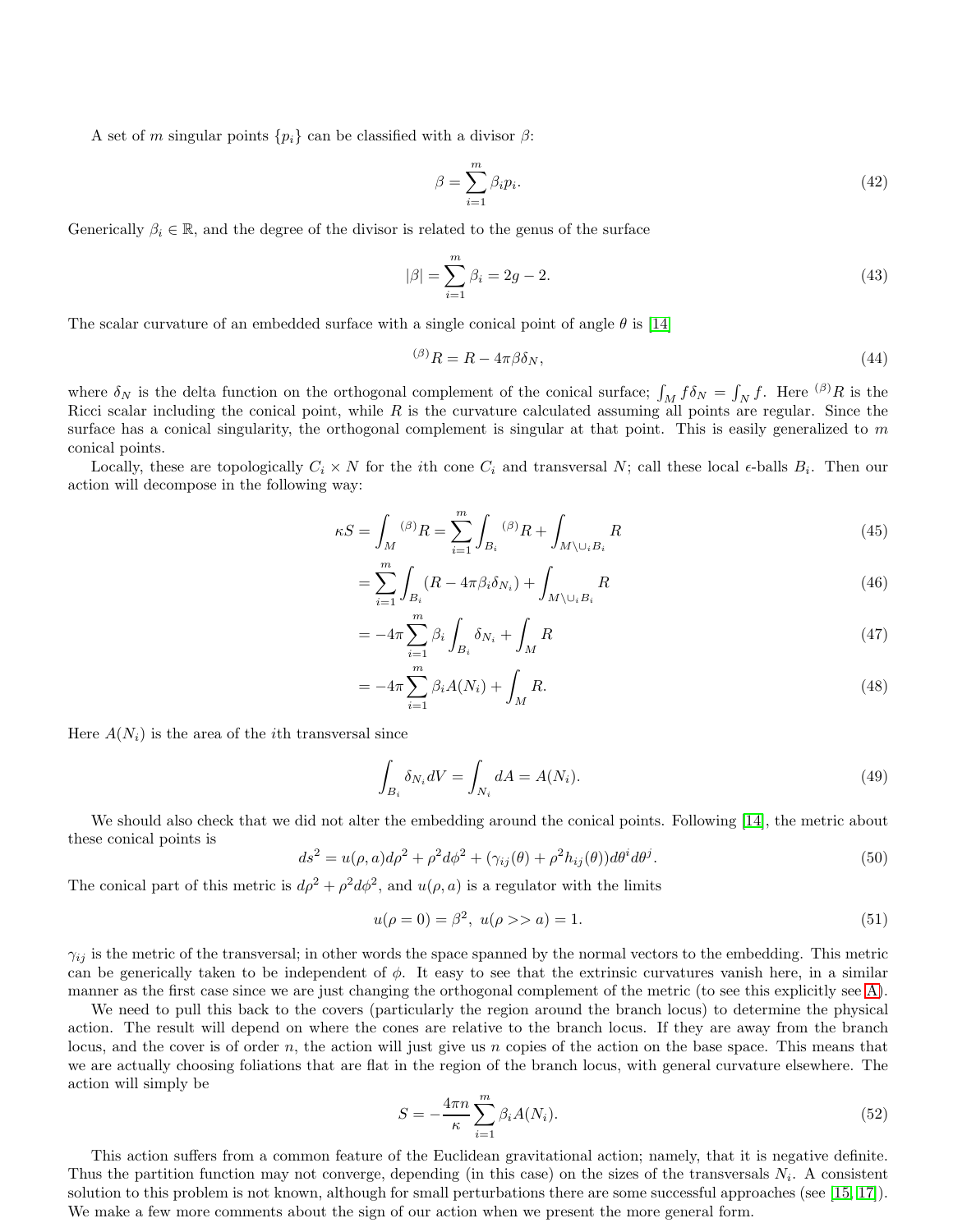A set of $m$ singular points $\{p_i\}$ can be classified with a divisor $\beta$:

$$\beta = \sum_{i=1}^{m} \beta_i p_i. \tag{42}$$

Generically $\beta_i \in \mathbb{R}$, and the degree of the divisor is related to the genus of the surface

$$|\beta| = \sum_{i=1}^{m} \beta_i = 2g - 2. \tag{43}$$

The scalar curvature of an embedded surface with a single conical point of angle $\theta$ is [14]

$${}^{(\beta)}R = R - 4\pi\beta\delta_N, \tag{44}$$

where $\delta_N$ is the delta function on the orthogonal complement of the conical surface; $\int_M f\delta_N = \int_N f$. Here ${}^{(\beta)}R$ is the Ricci scalar including the conical point, while $R$ is the curvature calculated assuming all points are regular. Since the surface has a conical singularity, the orthogonal complement is singular at that point. This is easily generalized to $m$ conical points.

Locally, these are topologically $C_i \times N$ for the $i$th cone $C_i$ and transversal $N$; call these local $\epsilon$-balls $B_i$. Then our action will decompose in the following way:

$$\kappa S = \int_M {}^{(\beta)}R = \sum_{i=1}^{m} \int_{B_i} {}^{(\beta)}R + \int_{M \setminus \cup_i B_i} R \tag{45}$$

$$= \sum_{i=1}^{m} \int_{B_i} (R - 4\pi\beta_i\delta_{N_i}) + \int_{M \setminus \cup_i B_i} R \tag{46}$$

$$= -4\pi \sum_{i=1}^{m} \beta_i \int_{B_i} \delta_{N_i} + \int_M R \tag{47}$$

$$= -4\pi \sum_{i=1}^{m} \beta_i A(N_i) + \int_M R. \tag{48}$$

Here $A(N_i)$ is the area of the $i$th transversal since

$$\int_{B_i} \delta_{N_i} dV = \int_{N_i} dA = A(N_i). \tag{49}$$

We should also check that we did not alter the embedding around the conical points. Following [14], the metric about these conical points is

$$ds^2 = u(\rho, a)d\rho^2 + \rho^2 d\phi^2 + (\gamma_{ij}(\theta) + \rho^2 h_{ij}(\theta))d\theta^i d\theta^j. \tag{50}$$

The conical part of this metric is $d\rho^2 + \rho^2 d\phi^2$, and $u(\rho, a)$ is a regulator with the limits

$$u(\rho = 0) = \beta^2, \; u(\rho >> a) = 1. \tag{51}$$

$\gamma_{ij}$ is the metric of the transversal; in other words the space spanned by the normal vectors to the embedding. This metric can be generically taken to be independent of $\phi$. It easy to see that the extrinsic curvatures vanish here, in a similar manner as the first case since we are just changing the orthogonal complement of the metric (to see this explicitly see A).

We need to pull this back to the covers (particularly the region around the branch locus) to determine the physical action. The result will depend on where the cones are relative to the branch locus. If they are away from the branch locus, and the cover is of order $n$, the action will just give us $n$ copies of the action on the base space. This means that we are actually choosing foliations that are flat in the region of the branch locus, with general curvature elsewhere. The action will simply be

$$S = -\frac{4\pi n}{\kappa} \sum_{i=1}^{m} \beta_i A(N_i). \tag{52}$$

This action suffers from a common feature of the Euclidean gravitational action; namely, that it is negative definite. Thus the partition function may not converge, depending (in this case) on the sizes of the transversals $N_i$. A consistent solution to this problem is not known, although for small perturbations there are some successful approaches (see [15, 17]). We make a few more comments about the sign of our action when we present the more general form.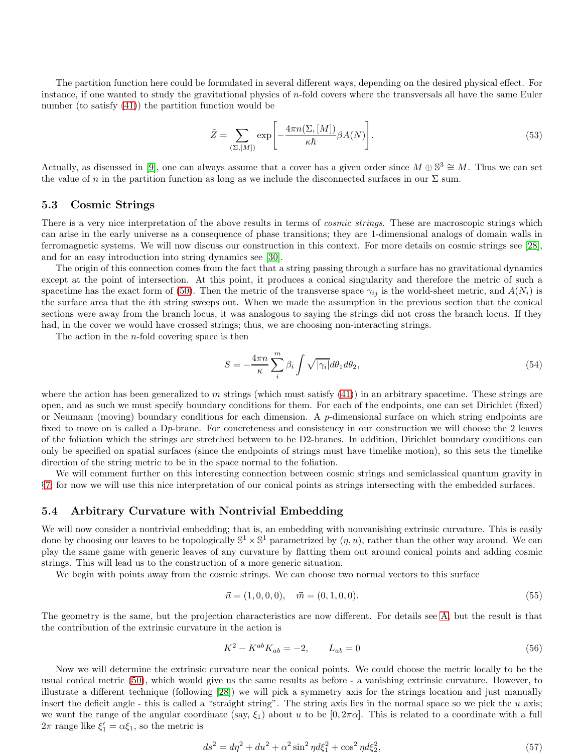The partition function here could be formulated in several different ways, depending on the desired physical effect. For instance, if one wanted to study the gravitational physics of $n$-fold covers where the transversals all have the same Euler number (to satisfy (41)) the partition function would be

$$\tilde{Z} = \sum_{(\Sigma,[M])} \exp\left[-\frac{4\pi n(\Sigma,[M])}{\kappa\hbar}\beta A(N)\right]. \tag{53}$$

Actually, as discussed in [9], one can always assume that a cover has a given order since $M \oplus \mathbb{S}^3 \cong M$. Thus we can set the value of $n$ in the partition function as long as we include the disconnected surfaces in our $\Sigma$ sum.

### 5.3 Cosmic Strings

There is a very nice interpretation of the above results in terms of *cosmic strings*. These are macroscopic strings which can arise in the early universe as a consequence of phase transitions; they are 1-dimensional analogs of domain walls in ferromagnetic systems. We will now discuss our construction in this context. For more details on cosmic strings see [28], and for an easy introduction into string dynamics see [30].

The origin of this connection comes from the fact that a string passing through a surface has no gravitational dynamics except at the point of intersection. At this point, it produces a conical singularity and therefore the metric of such a spacetime has the exact form of (50). Then the metric of the transverse space $\gamma_{ij}$ is the world-sheet metric, and $A(N_i)$ is the surface area that the $i$th string sweeps out. When we made the assumption in the previous section that the conical sections were away from the branch locus, it was analogous to saying the strings did not cross the branch locus. If they had, in the cover we would have crossed strings; thus, we are choosing non-interacting strings.

The action in the $n$-fold covering space is then

$$S = -\frac{4\pi n}{\kappa}\sum_{i}^{m}\beta_i \int \sqrt{|\gamma_i|}d\theta_1 d\theta_2, \tag{54}$$

where the action has been generalized to $m$ strings (which must satisfy (41)) in an arbitrary spacetime. These strings are open, and as such we must specify boundary conditions for them. For each of the endpoints, one can set Dirichlet (fixed) or Neumann (moving) boundary conditions for each dimension. A $p$-dimensional surface on which string endpoints are fixed to move on is called a D$p$-brane. For concreteness and consistency in our construction we will choose the 2 leaves of the foliation which the strings are stretched between to be D2-branes. In addition, Dirichlet boundary conditions can only be specified on spatial surfaces (since the endpoints of strings must have timelike motion), so this sets the timelike direction of the string metric to be in the space normal to the foliation.

We will comment further on this interesting connection between cosmic strings and semiclassical quantum gravity in §7; for now we will use this nice interpretation of our conical points as strings intersecting with the embedded surfaces.

### 5.4 Arbitrary Curvature with Nontrivial Embedding

We will now consider a nontrivial embedding; that is, an embedding with nonvanishing extrinsic curvature. This is easily done by choosing our leaves to be topologically $\mathbb{S}^1 \times \mathbb{S}^1$ parametrized by $(\eta, u)$, rather than the other way around. We can play the same game with generic leaves of any curvature by flatting them out around conical points and adding cosmic strings. This will lead us to the construction of a more generic situation.

We begin with points away from the cosmic strings. We can choose two normal vectors to this surface

$$\vec{n} = (1,0,0,0), \quad \vec{m} = (0,1,0,0). \tag{55}$$

The geometry is the same, but the projection characteristics are now different. For details see A, but the result is that the contribution of the extrinsic curvature in the action is

$$K^2 - K^{ab}K_{ab} = -2, \qquad L_{ab} = 0 \tag{56}$$

Now we will determine the extrinsic curvature near the conical points. We could choose the metric locally to be the usual conical metric (50), which would give us the same results as before - a vanishing extrinsic curvature. However, to illustrate a different technique (following [28]) we will pick a symmetry axis for the strings location and just manually insert the deficit angle - this is called a "straight string". The string axis lies in the normal space so we pick the $u$ axis; we want the range of the angular coordinate (say, $\xi_1$) about $u$ to be $[0, 2\pi\alpha]$. This is related to a coordinate with a full $2\pi$ range like $\xi_1' = \alpha\xi_1$, so the metric is

$$ds^2 = d\eta^2 + du^2 + \alpha^2\sin^2\eta d\xi_1^2 + \cos^2\eta d\xi_2^2, \tag{57}$$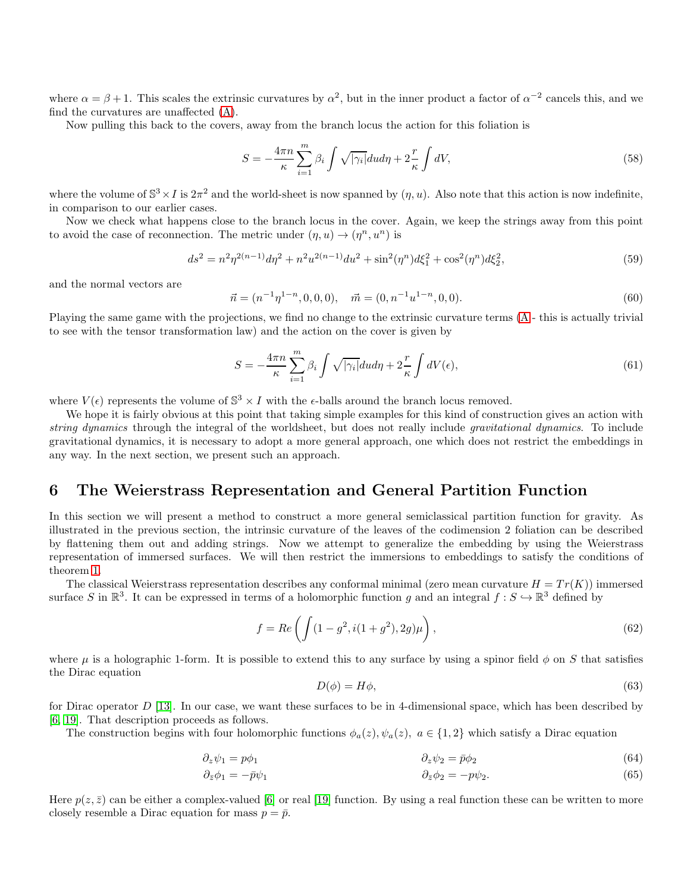where $\alpha = \beta + 1$. This scales the extrinsic curvatures by $\alpha^2$, but in the inner product a factor of $\alpha^{-2}$ cancels this, and we find the curvatures are unaffected (A).

Now pulling this back to the covers, away from the branch locus the action for this foliation is

$$S = -\frac{4\pi n}{\kappa} \sum_{i=1}^{m} \beta_i \int \sqrt{|\gamma_i|} du d\eta + 2\frac{r}{\kappa} \int dV, \tag{58}$$

where the volume of $\mathbb{S}^3 \times I$ is $2\pi^2$ and the world-sheet is now spanned by $(\eta, u)$. Also note that this action is now indefinite, in comparison to our earlier cases.

Now we check what happens close to the branch locus in the cover. Again, we keep the strings away from this point to avoid the case of reconnection. The metric under $(\eta, u) \to (\eta^n, u^n)$ is

$$ds^2 = n^2 \eta^{2(n-1)} d\eta^2 + n^2 u^{2(n-1)} du^2 + \sin^2(\eta^n) d\xi_1^2 + \cos^2(\eta^n) d\xi_2^2, \tag{59}$$

and the normal vectors are

$$\vec{n} = (n^{-1}\eta^{1-n}, 0, 0, 0), \quad \vec{m} = (0, n^{-1}u^{1-n}, 0, 0). \tag{60}$$

Playing the same game with the projections, we find no change to the extrinsic curvature terms (A - this is actually trivial to see with the tensor transformation law) and the action on the cover is given by

$$S = -\frac{4\pi n}{\kappa} \sum_{i=1}^{m} \beta_i \int \sqrt{|\gamma_i|} du d\eta + 2\frac{r}{\kappa} \int dV(\epsilon), \tag{61}$$

where $V(\epsilon)$ represents the volume of $\mathbb{S}^3 \times I$ with the $\epsilon$-balls around the branch locus removed.

We hope it is fairly obvious at this point that taking simple examples for this kind of construction gives an action with *string dynamics* through the integral of the worldsheet, but does not really include *gravitational dynamics*. To include gravitational dynamics, it is necessary to adopt a more general approach, one which does not restrict the embeddings in any way. In the next section, we present such an approach.

# 6 The Weierstrass Representation and General Partition Function

In this section we will present a method to construct a more general semiclassical partition function for gravity. As illustrated in the previous section, the intrinsic curvature of the leaves of the codimension 2 foliation can be described by flattening them out and adding strings. Now we attempt to generalize the embedding by using the Weierstrass representation of immersed surfaces. We will then restrict the immersions to embeddings to satisfy the conditions of theorem 1.

The classical Weierstrass representation describes any conformal minimal (zero mean curvature $H = Tr(K)$) immersed surface $S$ in $\mathbb{R}^3$. It can be expressed in terms of a holomorphic function $g$ and an integral $f : S \hookrightarrow \mathbb{R}^3$ defined by

$$f = Re\left(\int (1 - g^2, i(1 + g^2), 2g)\mu\right), \tag{62}$$

where $\mu$ is a holographic 1-form. It is possible to extend this to any surface by using a spinor field $\phi$ on $S$ that satisfies the Dirac equation

$$D(\phi) = H\phi, \tag{63}$$

for Dirac operator $D$ [13]. In our case, we want these surfaces to be in 4-dimensional space, which has been described by [6, 19]. That description proceeds as follows.

The construction begins with four holomorphic functions $\phi_a(z), \psi_a(z),\ a \in \{1, 2\}$ which satisfy a Dirac equation

$$\partial_z \psi_1 = p\phi_1 \qquad\qquad \partial_z \psi_2 = \bar{p}\phi_2 \tag{64}$$

$$\partial_{\bar{z}} \phi_1 = -\bar{p}\psi_1 \qquad\qquad \partial_{\bar{z}} \phi_2 = -p\psi_2. \tag{65}$$

Here $p(z, \bar{z})$ can be either a complex-valued [6] or real [19] function. By using a real function these can be written to more closely resemble a Dirac equation for mass $p = \bar{p}$.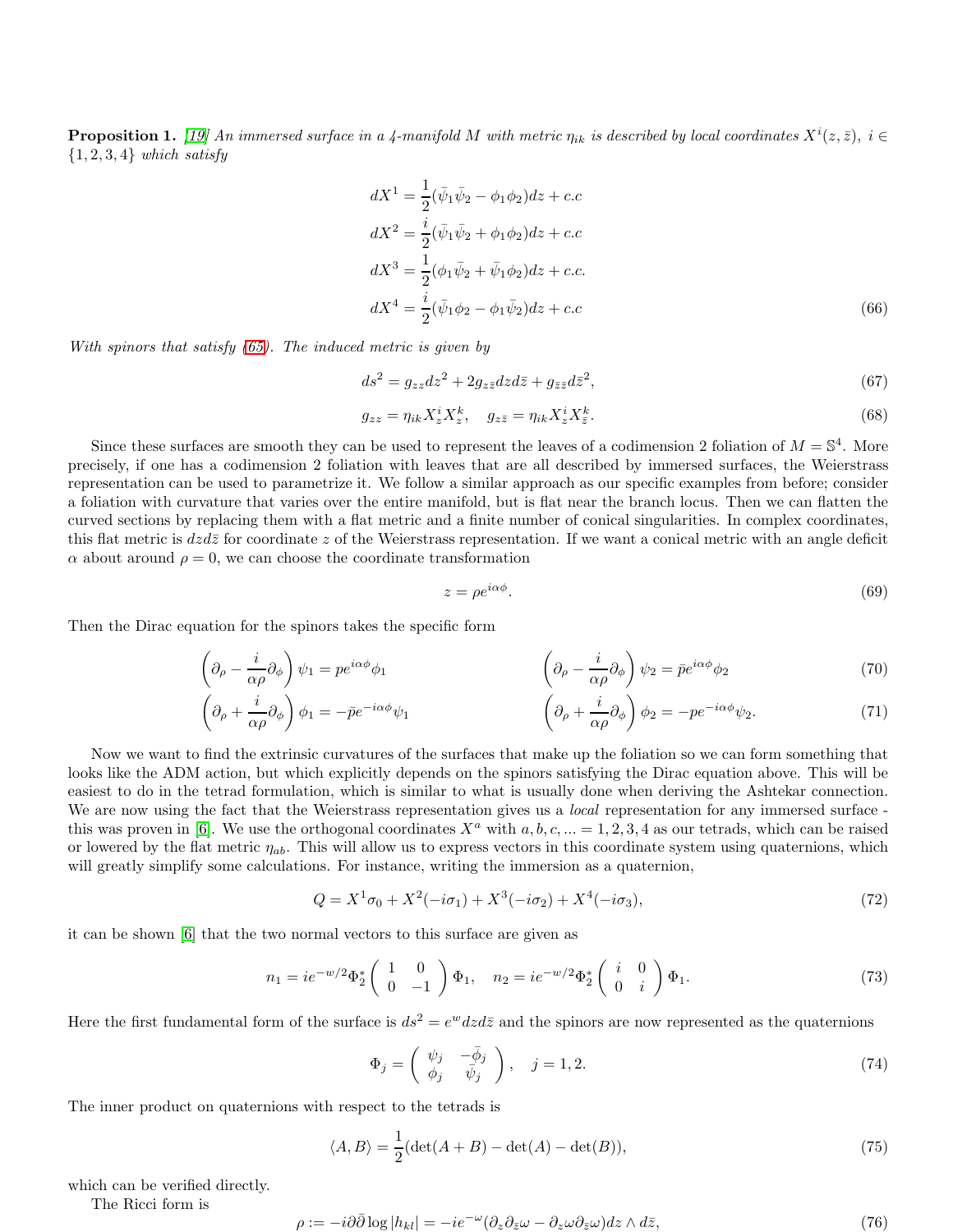**Proposition 1.** *[19] An immersed surface in a 4-manifold $M$ with metric $\eta_{ik}$ is described by local coordinates $X^i(z, \bar{z}),\ i \in \{1, 2, 3, 4\}$ which satisfy*

$$
\begin{aligned}
dX^1 &= \frac{1}{2}(\bar{\psi}_1\bar{\psi}_2 - \phi_1\phi_2)dz + c.c \\
dX^2 &= \frac{i}{2}(\bar{\psi}_1\bar{\psi}_2 + \phi_1\phi_2)dz + c.c \\
dX^3 &= \frac{1}{2}(\phi_1\bar{\psi}_2 + \bar{\psi}_1\phi_2)dz + c.c. \\
dX^4 &= \frac{i}{2}(\bar{\psi}_1\phi_2 - \phi_1\bar{\psi}_2)dz + c.c
\end{aligned}
\tag{66}
$$

*With spinors that satisfy (65). The induced metric is given by*

$$
ds^2 = g_{zz}dz^2 + 2g_{z\bar{z}}dzd\bar{z} + g_{\bar{z}\bar{z}}d\bar{z}^2, \tag{67}
$$

$$
g_{zz} = \eta_{ik}X^i_z X^k_z, \quad g_{z\bar{z}} = \eta_{ik}X^i_z X^k_{\bar{z}}. \tag{68}
$$

Since these surfaces are smooth they can be used to represent the leaves of a codimension 2 foliation of $M = \mathbb{S}^4$. More precisely, if one has a codimension 2 foliation with leaves that are all described by immersed surfaces, the Weierstrass representation can be used to parametrize it. We follow a similar approach as our specific examples from before; consider a foliation with curvature that varies over the entire manifold, but is flat near the branch locus. Then we can flatten the curved sections by replacing them with a flat metric and a finite number of conical singularities. In complex coordinates, this flat metric is $dzd\bar{z}$ for coordinate $z$ of the Weierstrass representation. If we want a conical metric with an angle deficit $\alpha$ about around $\rho = 0$, we can choose the coordinate transformation

$$
z = \rho e^{i\alpha\phi}. \tag{69}
$$

Then the Dirac equation for the spinors takes the specific form

$$
\left(\partial_\rho - \frac{i}{\alpha\rho}\partial_\phi\right)\psi_1 = pe^{i\alpha\phi}\phi_1 \qquad \left(\partial_\rho - \frac{i}{\alpha\rho}\partial_\phi\right)\psi_2 = \bar{p}e^{i\alpha\phi}\phi_2 \tag{70}
$$

$$
\left(\partial_\rho + \frac{i}{\alpha\rho}\partial_\phi\right)\phi_1 = -\bar{p}e^{-i\alpha\phi}\psi_1 \qquad \left(\partial_\rho + \frac{i}{\alpha\rho}\partial_\phi\right)\phi_2 = -pe^{-i\alpha\phi}\psi_2. \tag{71}
$$

Now we want to find the extrinsic curvatures of the surfaces that make up the foliation so we can form something that looks like the ADM action, but which explicitly depends on the spinors satisfying the Dirac equation above. This will be easiest to do in the tetrad formulation, which is similar to what is usually done when deriving the Ashtekar connection. We are now using the fact that the Weierstrass representation gives us a *local* representation for any immersed surface - this was proven in [6]. We use the orthogonal coordinates $X^a$ with $a, b, c, ... = 1, 2, 3, 4$ as our tetrads, which can be raised or lowered by the flat metric $\eta_{ab}$. This will allow us to express vectors in this coordinate system using quaternions, which will greatly simplify some calculations. For instance, writing the immersion as a quaternion,

$$
Q = X^1\sigma_0 + X^2(-i\sigma_1) + X^3(-i\sigma_2) + X^4(-i\sigma_3), \tag{72}
$$

it can be shown [6] that the two normal vectors to this surface are given as

$$
n_1 = ie^{-w/2}\Phi_2^* \begin{pmatrix} 1 & 0 \\ 0 & -1 \end{pmatrix} \Phi_1, \quad n_2 = ie^{-w/2}\Phi_2^* \begin{pmatrix} i & 0 \\ 0 & i \end{pmatrix} \Phi_1. \tag{73}
$$

Here the first fundamental form of the surface is $ds^2 = e^w dzd\bar{z}$ and the spinors are now represented as the quaternions

$$
\Phi_j = \begin{pmatrix} \psi_j & -\bar{\phi}_j \\ \phi_j & \bar{\psi}_j \end{pmatrix}, \quad j = 1, 2. \tag{74}
$$

The inner product on quaternions with respect to the tetrads is

$$
\langle A, B \rangle = \frac{1}{2}(\det(A + B) - \det(A) - \det(B)), \tag{75}
$$

which can be verified directly.

The Ricci form is

$$
\rho := -i\partial\bar{\partial}\log|h_{kl}| = -ie^{-\omega}(\partial_z\partial_{\bar{z}}\omega - \partial_z\omega\partial_{\bar{z}}\omega)dz \wedge d\bar{z}, \tag{76}
$$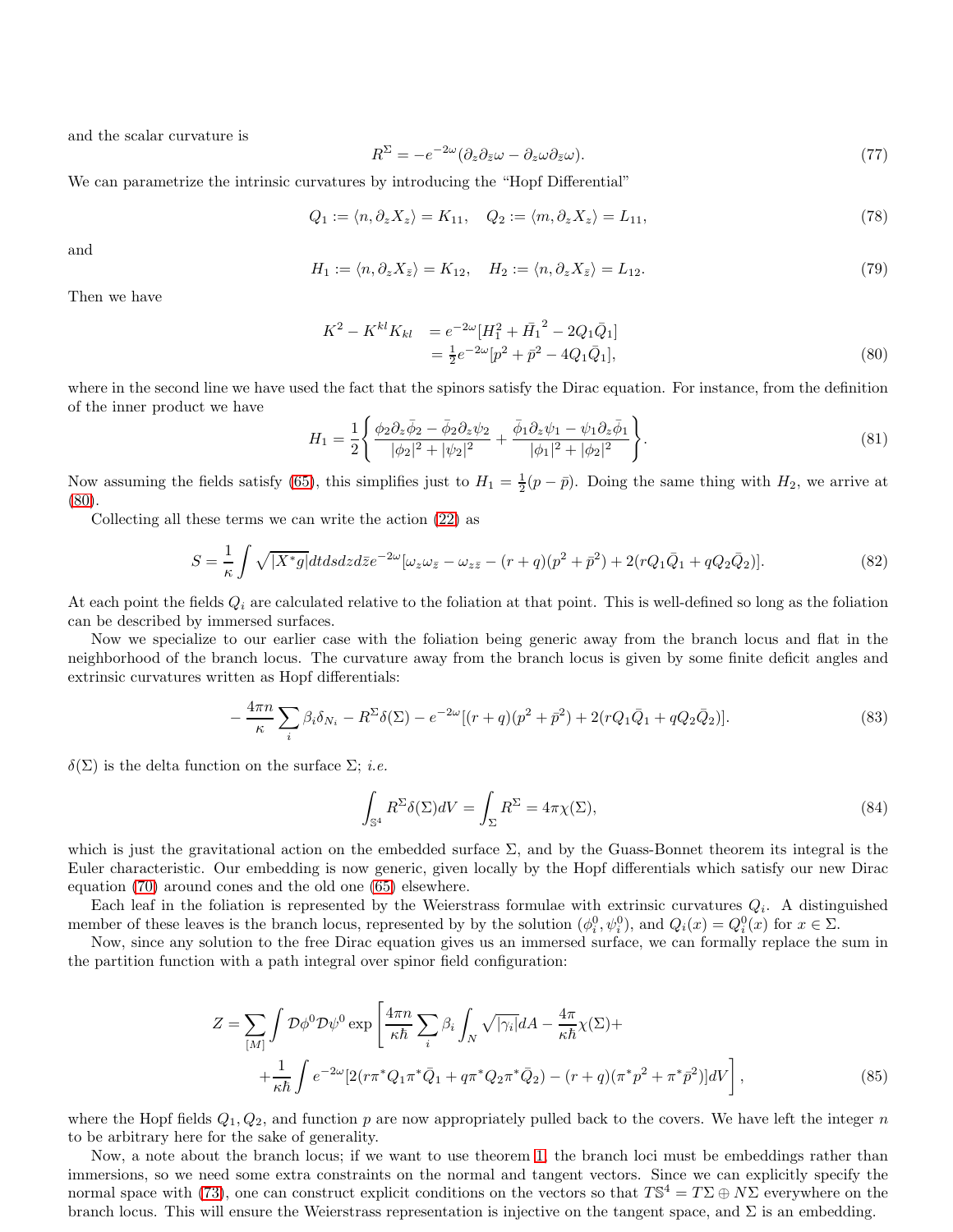and the scalar curvature is

$$R^{\Sigma} = -e^{-2\omega}(\partial_z \partial_{\bar{z}} \omega - \partial_z \omega \partial_{\bar{z}} \omega). \tag{77}$$

We can parametrize the intrinsic curvatures by introducing the "Hopf Differential"

$$Q_1 := \langle n, \partial_z X_z \rangle = K_{11}, \quad Q_2 := \langle m, \partial_z X_z \rangle = L_{11}, \tag{78}$$

and

$$H_1 := \langle n, \partial_z X_{\bar{z}} \rangle = K_{12}, \quad H_2 := \langle n, \partial_z X_{\bar{z}} \rangle = L_{12}. \tag{79}$$

Then we have

$$\begin{aligned} K^2 - K^{kl}K_{kl} &= e^{-2\omega}[H_1^2 + \bar{H_1}^2 - 2Q_1\bar{Q}_1] \\ &= \tfrac{1}{2}e^{-2\omega}[p^2 + \bar{p}^2 - 4Q_1\bar{Q}_1], \end{aligned} \tag{80}$$

where in the second line we have used the fact that the spinors satisfy the Dirac equation. For instance, from the definition of the inner product we have

$$H_1 = \frac{1}{2}\left\{ \frac{\phi_2 \partial_z \bar{\phi}_2 - \bar{\phi}_2 \partial_z \psi_2}{|\phi_2|^2 + |\psi_2|^2} + \frac{\bar{\phi}_1 \partial_z \psi_1 - \psi_1 \partial_z \bar{\phi}_1}{|\phi_1|^2 + |\phi_2|^2} \right\}. \tag{81}$$

Now assuming the fields satisfy (65), this simplifies just to $H_1 = \frac{1}{2}(p - \bar{p})$. Doing the same thing with $H_2$, we arrive at (80).

Collecting all these terms we can write the action (22) as

$$S = \frac{1}{\kappa}\int \sqrt{|X^* g|} dt ds dz d\bar{z} e^{-2\omega}[\omega_z \omega_{\bar{z}} - \omega_{z\bar{z}} - (r+q)(p^2 + \bar{p}^2) + 2(rQ_1\bar{Q}_1 + qQ_2\bar{Q}_2)]. \tag{82}$$

At each point the fields $Q_i$ are calculated relative to the foliation at that point. This is well-defined so long as the foliation can be described by immersed surfaces.

Now we specialize to our earlier case with the foliation being generic away from the branch locus and flat in the neighborhood of the branch locus. The curvature away from the branch locus is given by some finite deficit angles and extrinsic curvatures written as Hopf differentials:

$$-\frac{4\pi n}{\kappa}\sum_i \beta_i \delta_{N_i} - R^{\Sigma}\delta(\Sigma) - e^{-2\omega}[(r+q)(p^2 + \bar{p}^2) + 2(rQ_1\bar{Q}_1 + qQ_2\bar{Q}_2)]. \tag{83}$$

$\delta(\Sigma)$ is the delta function on the surface $\Sigma$; *i.e.*

$$\int_{\mathbb{S}^4} R^{\Sigma}\delta(\Sigma) dV = \int_{\Sigma} R^{\Sigma} = 4\pi\chi(\Sigma), \tag{84}$$

which is just the gravitational action on the embedded surface $\Sigma$, and by the Guass-Bonnet theorem its integral is the Euler characteristic. Our embedding is now generic, given locally by the Hopf differentials which satisfy our new Dirac equation (70) around cones and the old one (65) elsewhere.

Each leaf in the foliation is represented by the Weierstrass formulae with extrinsic curvatures $Q_i$. A distinguished member of these leaves is the branch locus, represented by by the solution $(\phi_i^0, \psi_i^0)$, and $Q_i(x) = Q_i^0(x)$ for $x \in \Sigma$.

Now, since any solution to the free Dirac equation gives us an immersed surface, we can formally replace the sum in the partition function with a path integral over spinor field configuration:

$$\begin{aligned} Z = \sum_{[M]} \int \mathcal{D}\phi^0 \mathcal{D}\psi^0 \exp \Bigg[ &\frac{4\pi n}{\kappa\hbar}\sum_i \beta_i \int_N \sqrt{|\gamma_i|} dA - \frac{4\pi}{\kappa\hbar}\chi(\Sigma) + \\ &+ \frac{1}{\kappa\hbar}\int e^{-2\omega}[2(r\pi^* Q_1 \pi^* \bar{Q}_1 + q\pi^* Q_2 \pi^* \bar{Q}_2) - (r+q)(\pi^* p^2 + \pi^* \bar{p}^2)] dV \Bigg], \end{aligned} \tag{85}$$

where the Hopf fields $Q_1, Q_2$, and function $p$ are now appropriately pulled back to the covers. We have left the integer $n$ to be arbitrary here for the sake of generality.

Now, a note about the branch locus; if we want to use theorem 1, the branch loci must be embeddings rather than immersions, so we need some extra constraints on the normal and tangent vectors. Since we can explicitly specify the normal space with (73), one can construct explicit conditions on the vectors so that $T\mathbb{S}^4 = T\Sigma \oplus N\Sigma$ everywhere on the branch locus. This will ensure the Weierstrass representation is injective on the tangent space, and $\Sigma$ is an embedding.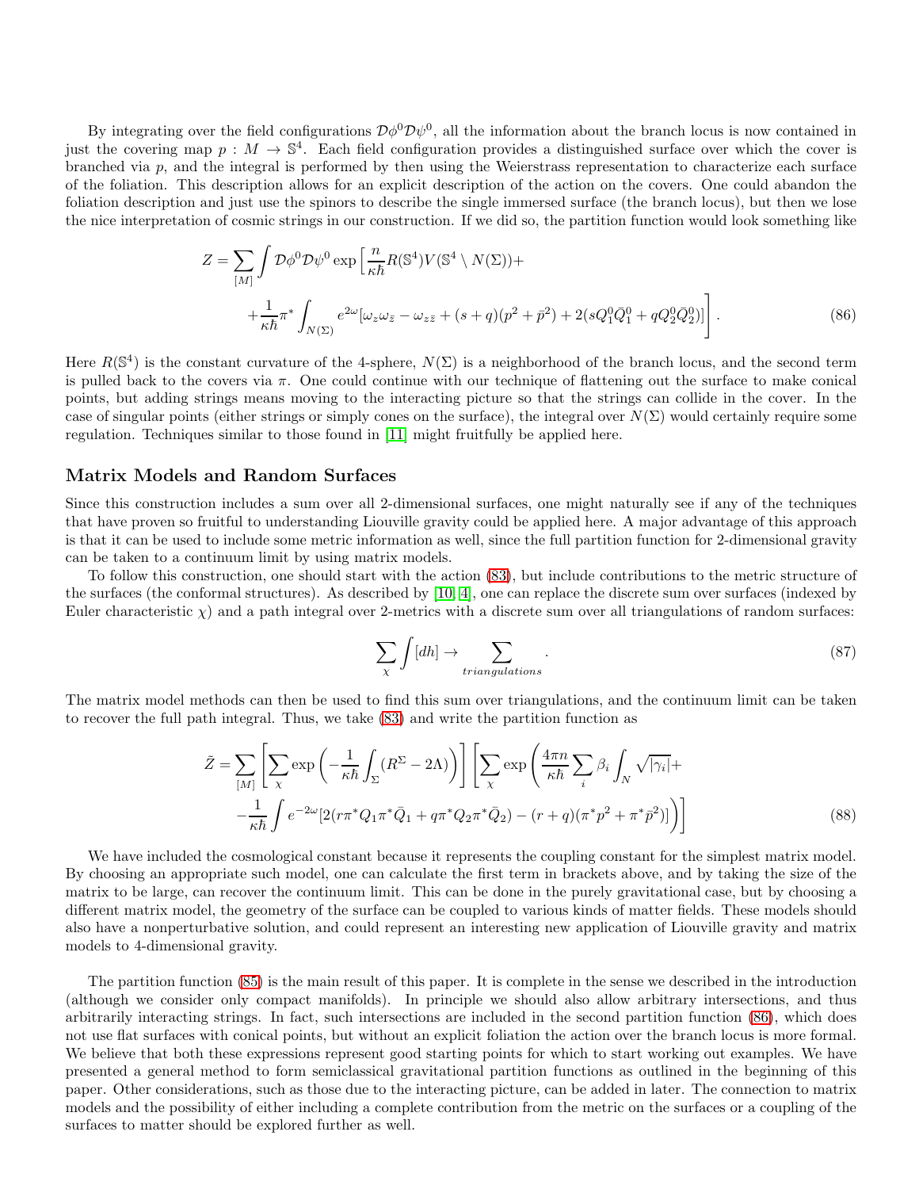By integrating over the field configurations $\mathcal{D}\phi^0\mathcal{D}\psi^0$, all the information about the branch locus is now contained in just the covering map $p : M \to \mathbb{S}^4$. Each field configuration provides a distinguished surface over which the cover is branched via $p$, and the integral is performed by then using the Weierstrass representation to characterize each surface of the foliation. This description allows for an explicit description of the action on the covers. One could abandon the foliation description and just use the spinors to describe the single immersed surface (the branch locus), but then we lose the nice interpretation of cosmic strings in our construction. If we did so, the partition function would look something like

$$Z = \sum_{[M]} \int \mathcal{D}\phi^0\mathcal{D}\psi^0 \exp\Big[\frac{n}{\kappa\hbar}R(\mathbb{S}^4)V(\mathbb{S}^4 \setminus N(\Sigma)) + \\ + \frac{1}{\kappa\hbar}\pi^* \int_{N(\Sigma)} e^{2\omega}[\omega_z\omega_{\bar{z}} - \omega_{z\bar{z}} + (s+q)(p^2+\bar{p}^2) + 2(sQ_1^0\bar{Q}_1^0 + qQ_2^0\bar{Q}_2^0)]\Big]. \tag{86}$$

Here $R(\mathbb{S}^4)$ is the constant curvature of the 4-sphere, $N(\Sigma)$ is a neighborhood of the branch locus, and the second term is pulled back to the covers via $\pi$. One could continue with our technique of flattening out the surface to make conical points, but adding strings means moving to the interacting picture so that the strings can collide in the cover. In the case of singular points (either strings or simply cones on the surface), the integral over $N(\Sigma)$ would certainly require some regulation. Techniques similar to those found in [11] might fruitfully be applied here.

## Matrix Models and Random Surfaces

Since this construction includes a sum over all 2-dimensional surfaces, one might naturally see if any of the techniques that have proven so fruitful to understanding Liouville gravity could be applied here. A major advantage of this approach is that it can be used to include some metric information as well, since the full partition function for 2-dimensional gravity can be taken to a continuum limit by using matrix models.

To follow this construction, one should start with the action (83), but include contributions to the metric structure of the surfaces (the conformal structures). As described by [10, 4], one can replace the discrete sum over surfaces (indexed by Euler characteristic $\chi$) and a path integral over 2-metrics with a discrete sum over all triangulations of random surfaces:

$$\sum_{\chi}\int [dh] \to \sum_{triangulations}. \tag{87}$$

The matrix model methods can then be used to find this sum over triangulations, and the continuum limit can be taken to recover the full path integral. Thus, we take (83) and write the partition function as

$$\tilde{Z} = \sum_{[M]}\left[\sum_{\chi}\exp\left(-\frac{1}{\kappa\hbar}\int_{\Sigma}(R^{\Sigma}-2\Lambda)\right)\right]\left[\sum_{\chi}\exp\left(\frac{4\pi n}{\kappa\hbar}\sum_i \beta_i\int_N\sqrt{|\gamma_i|}+ \right.\right. \\ \left.\left. -\frac{1}{\kappa\hbar}\int e^{-2\omega}[2(r\pi^*Q_1\pi^*\bar{Q}_1 + q\pi^*Q_2\pi^*\bar{Q}_2) - (r+q)(\pi^*p^2 + \pi^*\bar{p}^2)]\right)\right] \tag{88}$$

We have included the cosmological constant because it represents the coupling constant for the simplest matrix model. By choosing an appropriate such model, one can calculate the first term in brackets above, and by taking the size of the matrix to be large, can recover the continuum limit. This can be done in the purely gravitational case, but by choosing a different matrix model, the geometry of the surface can be coupled to various kinds of matter fields. These models should also have a nonperturbative solution, and could represent an interesting new application of Liouville gravity and matrix models to 4-dimensional gravity.

The partition function (85) is the main result of this paper. It is complete in the sense we described in the introduction (although we consider only compact manifolds). In principle we should also allow arbitrary intersections, and thus arbitrarily interacting strings. In fact, such intersections are included in the second partition function (86), which does not use flat surfaces with conical points, but without an explicit foliation the action over the branch locus is more formal. We believe that both these expressions represent good starting points for which to start working out examples. We have presented a general method to form semiclassical gravitational partition functions as outlined in the beginning of this paper. Other considerations, such as those due to the interacting picture, can be added in later. The connection to matrix models and the possibility of either including a complete contribution from the metric on the surfaces or a coupling of the surfaces to matter should be explored further as well.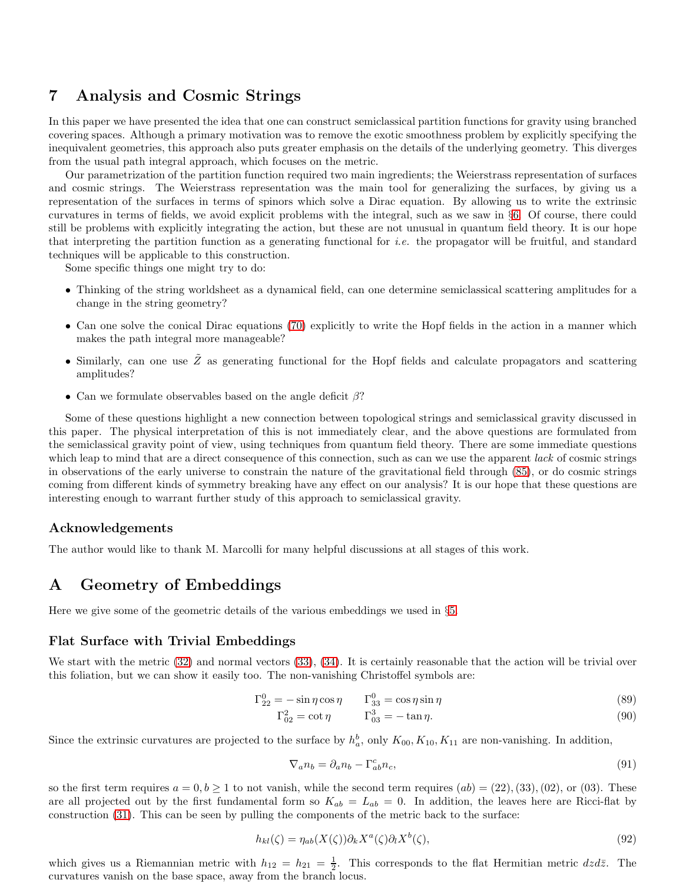## 7 Analysis and Cosmic Strings

In this paper we have presented the idea that one can construct semiclassical partition functions for gravity using branched covering spaces. Although a primary motivation was to remove the exotic smoothness problem by explicitly specifying the inequivalent geometries, this approach also puts greater emphasis on the details of the underlying geometry. This diverges from the usual path integral approach, which focuses on the metric.

Our parametrization of the partition function required two main ingredients; the Weierstrass representation of surfaces and cosmic strings. The Weierstrass representation was the main tool for generalizing the surfaces, by giving us a representation of the surfaces in terms of spinors which solve a Dirac equation. By allowing us to write the extrinsic curvatures in terms of fields, we avoid explicit problems with the integral, such as we saw in §6. Of course, there could still be problems with explicitly integrating the action, but these are not unusual in quantum field theory. It is our hope that interpreting the partition function as a generating functional for *i.e.* the propagator will be fruitful, and standard techniques will be applicable to this construction.

Some specific things one might try to do:

- Thinking of the string worldsheet as a dynamical field, can one determine semiclassical scattering amplitudes for a change in the string geometry?
- Can one solve the conical Dirac equations (70) explicitly to write the Hopf fields in the action in a manner which makes the path integral more manageable?
- Similarly, can one use $\tilde{Z}$ as generating functional for the Hopf fields and calculate propagators and scattering amplitudes?
- Can we formulate observables based on the angle deficit $\beta$?

Some of these questions highlight a new connection between topological strings and semiclassical gravity discussed in this paper. The physical interpretation of this is not immediately clear, and the above questions are formulated from the semiclassical gravity point of view, using techniques from quantum field theory. There are some immediate questions which leap to mind that are a direct consequence of this connection, such as can we use the apparent *lack* of cosmic strings in observations of the early universe to constrain the nature of the gravitational field through (85), or do cosmic strings coming from different kinds of symmetry breaking have any effect on our analysis? It is our hope that these questions are interesting enough to warrant further study of this approach to semiclassical gravity.

### Acknowledgements

The author would like to thank M. Marcolli for many helpful discussions at all stages of this work.

## A Geometry of Embeddings

Here we give some of the geometric details of the various embeddings we used in §5.

### Flat Surface with Trivial Embeddings

We start with the metric (32) and normal vectors (33), (34). It is certainly reasonable that the action will be trivial over this foliation, but we can show it easily too. The non-vanishing Christoffel symbols are:

$$\Gamma^0_{22} = -\sin\eta\cos\eta \qquad \Gamma^0_{33} = \cos\eta\sin\eta \tag{89}$$

$$\Gamma^2_{02} = \cot\eta \qquad \Gamma^3_{03} = -\tan\eta. \tag{90}$$

Since the extrinsic curvatures are projected to the surface by $h^b_a$, only $K_{00}, K_{10}, K_{11}$ are non-vanishing. In addition,

$$\nabla_a n_b = \partial_a n_b - \Gamma^c_{ab} n_c, \tag{91}$$

so the first term requires $a = 0, b \geq 1$ to not vanish, while the second term requires $(ab) = (22), (33), (02)$, or $(03)$. These are all projected out by the first fundamental form so $K_{ab} = L_{ab} = 0$. In addition, the leaves here are Ricci-flat by construction (31). This can be seen by pulling the components of the metric back to the surface:

$$h_{kl}(\zeta) = \eta_{ab}(X(\zeta))\partial_k X^a(\zeta)\partial_l X^b(\zeta), \tag{92}$$

which gives us a Riemannian metric with $h_{12} = h_{21} = \frac{1}{2}$. This corresponds to the flat Hermitian metric $dzd\bar{z}$. The curvatures vanish on the base space, away from the branch locus.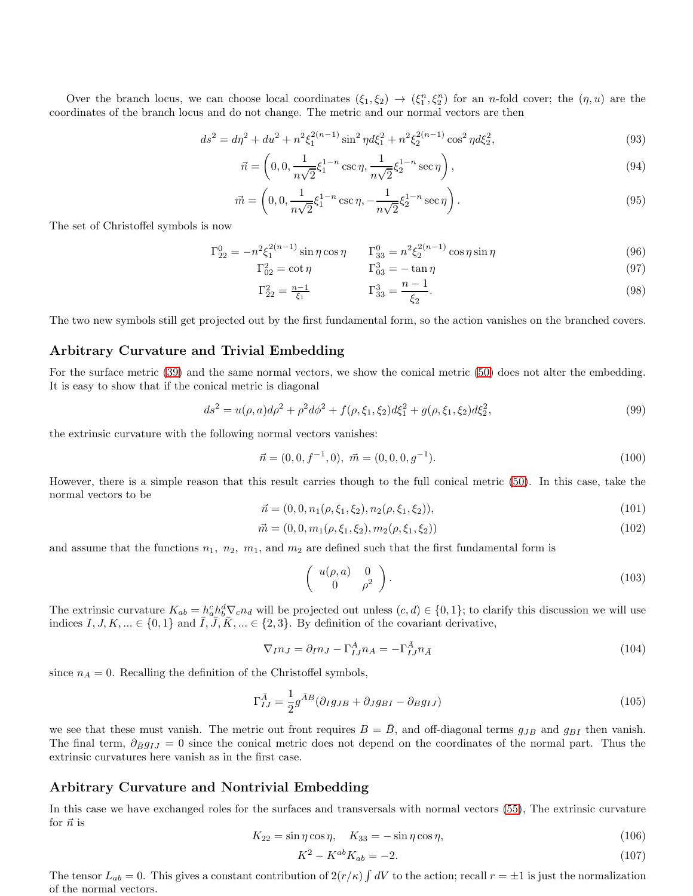Over the branch locus, we can choose local coordinates $(\xi_1, \xi_2) \to (\xi_1^n, \xi_2^n)$ for an $n$-fold cover; the $(\eta, u)$ are the coordinates of the branch locus and do not change. The metric and our normal vectors are then

$$ds^2 = d\eta^2 + du^2 + n^2 \xi_1^{2(n-1)} \sin^2 \eta d\xi_1^2 + n^2 \xi_2^{2(n-1)} \cos^2 \eta d\xi_2^2, \tag{93}$$

$$\vec{n} = \left(0, 0, \frac{1}{n\sqrt{2}} \xi_1^{1-n} \csc \eta, \frac{1}{n\sqrt{2}} \xi_2^{1-n} \sec \eta\right), \tag{94}$$

$$\vec{m} = \left(0, 0, \frac{1}{n\sqrt{2}} \xi_1^{1-n} \csc \eta, -\frac{1}{n\sqrt{2}} \xi_2^{1-n} \sec \eta\right). \tag{95}$$

The set of Christoffel symbols is now

$$\Gamma^0_{22} = -n^2 \xi_1^{2(n-1)} \sin \eta \cos \eta \qquad \Gamma^0_{33} = n^2 \xi_2^{2(n-1)} \cos \eta \sin \eta \tag{96}$$

$$\Gamma^2_{02} = \cot \eta \qquad \Gamma^3_{03} = -\tan \eta \tag{97}$$

$$\Gamma^2_{22} = \frac{n-1}{\xi_1} \qquad \Gamma^3_{33} = \frac{n-1}{\xi_2}. \tag{98}$$

The two new symbols still get projected out by the first fundamental form, so the action vanishes on the branched covers.

## Arbitrary Curvature and Trivial Embedding

For the surface metric (39) and the same normal vectors, we show the conical metric (50) does not alter the embedding. It is easy to show that if the conical metric is diagonal

$$ds^2 = u(\rho, a) d\rho^2 + \rho^2 d\phi^2 + f(\rho, \xi_1, \xi_2) d\xi_1^2 + g(\rho, \xi_1, \xi_2) d\xi_2^2, \tag{99}$$

the extrinsic curvature with the following normal vectors vanishes:

$$\vec{n} = (0, 0, f^{-1}, 0), \ \vec{m} = (0, 0, 0, g^{-1}). \tag{100}$$

However, there is a simple reason that this result carries though to the full conical metric (50). In this case, take the normal vectors to be

$$\vec{n} = (0, 0, n_1(\rho, \xi_1, \xi_2), n_2(\rho, \xi_1, \xi_2)), \tag{101}$$

$$\vec{m} = (0, 0, m_1(\rho, \xi_1, \xi_2), m_2(\rho, \xi_1, \xi_2)) \tag{102}$$

and assume that the functions $n_1$, $n_2$, $m_1$, and $m_2$ are defined such that the first fundamental form is

$$\begin{pmatrix} u(\rho, a) & 0 \\ 0 & \rho^2 \end{pmatrix}. \tag{103}$$

The extrinsic curvature $K_{ab} = h_a^c h_b^d \nabla_c n_d$ will be projected out unless $(c, d) \in \{0, 1\}$; to clarify this discussion we will use indices $I, J, K, ... \in \{0, 1\}$ and $\bar{I}, \bar{J}, \bar{K}, ... \in \{2, 3\}$. By definition of the covariant derivative,

$$\nabla_I n_J = \partial_I n_J - \Gamma^A_{IJ} n_A = -\Gamma^{\bar{A}}_{IJ} n_{\bar{A}} \tag{104}$$

since $n_A = 0$. Recalling the definition of the Christoffel symbols,

$$\Gamma^{\bar{A}}_{IJ} = \frac{1}{2} g^{\bar{A}B} (\partial_I g_{JB} + \partial_J g_{BI} - \partial_B g_{IJ}) \tag{105}$$

we see that these must vanish. The metric out front requires $B = \bar{B}$, and off-diagonal terms $g_{JB}$ and $g_{BI}$ then vanish. The final term, $\partial_{\bar{B}} g_{IJ} = 0$ since the conical metric does not depend on the coordinates of the normal part. Thus the extrinsic curvatures here vanish as in the first case.

## Arbitrary Curvature and Nontrivial Embedding

In this case we have exchanged roles for the surfaces and transversals with normal vectors (55), The extrinsic curvature for $\vec{n}$ is

$$K_{22} = \sin \eta \cos \eta, \quad K_{33} = -\sin \eta \cos \eta, \tag{106}$$

$$K^2 - K^{ab} K_{ab} = -2. \tag{107}$$

The tensor $L_{ab} = 0$. This gives a constant contribution of $2(r/\kappa) \int dV$ to the action; recall $r = \pm 1$ is just the normalization of the normal vectors.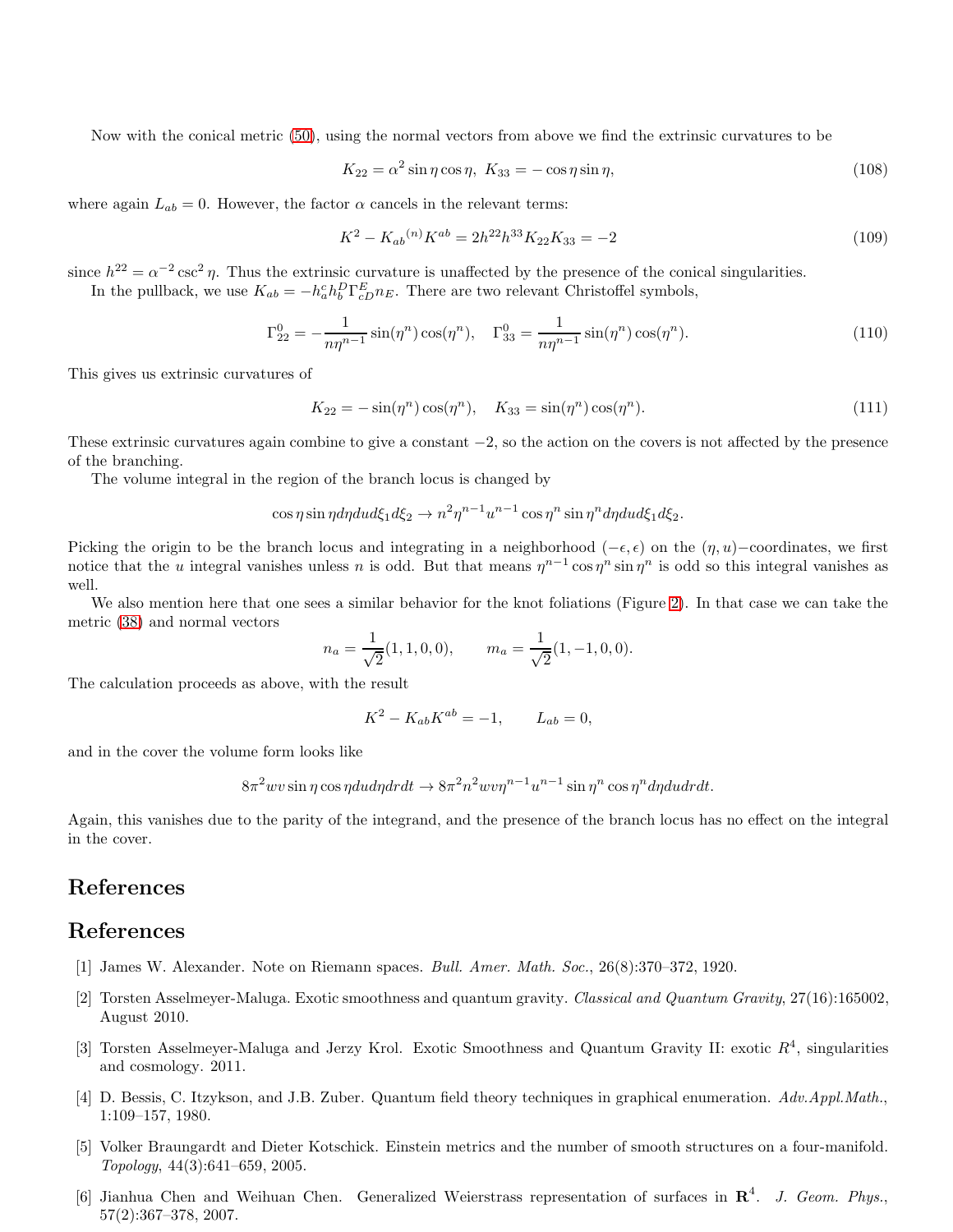Now with the conical metric (50), using the normal vectors from above we find the extrinsic curvatures to be

$$K_{22} = \alpha^2 \sin\eta\cos\eta,\ K_{33} = -\cos\eta\sin\eta, \tag{108}$$

where again $L_{ab} = 0$. However, the factor $\alpha$ cancels in the relevant terms:

$$K^2 - K_{ab}{}^{(n)}K^{ab} = 2h^{22}h^{33}K_{22}K_{33} = -2 \tag{109}$$

since $h^{22} = \alpha^{-2}\csc^2\eta$. Thus the extrinsic curvature is unaffected by the presence of the conical singularities.

In the pullback, we use $K_{ab} = -h^c_a h^D_b \Gamma^E_{cD} n_E$. There are two relevant Christoffel symbols,

$$\Gamma^0_{22} = -\frac{1}{n\eta^{n-1}}\sin(\eta^n)\cos(\eta^n), \quad \Gamma^0_{33} = \frac{1}{n\eta^{n-1}}\sin(\eta^n)\cos(\eta^n). \tag{110}$$

This gives us extrinsic curvatures of

$$K_{22} = -\sin(\eta^n)\cos(\eta^n), \quad K_{33} = \sin(\eta^n)\cos(\eta^n). \tag{111}$$

These extrinsic curvatures again combine to give a constant $-2$, so the action on the covers is not affected by the presence of the branching.

The volume integral in the region of the branch locus is changed by

$$\cos\eta\sin\eta d\eta du d\xi_1 d\xi_2 \to n^2\eta^{n-1}u^{n-1}\cos\eta^n\sin\eta^n d\eta du d\xi_1 d\xi_2.$$

Picking the origin to be the branch locus and integrating in a neighborhood $(-\epsilon,\epsilon)$ on the $(\eta,u)-$coordinates, we first notice that the $u$ integral vanishes unless $n$ is odd. But that means $\eta^{n-1}\cos\eta^n\sin\eta^n$ is odd so this integral vanishes as well.

We also mention here that one sees a similar behavior for the knot foliations (Figure 2). In that case we can take the metric (38) and normal vectors

$$n_a = \frac{1}{\sqrt{2}}(1,1,0,0), \qquad m_a = \frac{1}{\sqrt{2}}(1,-1,0,0).$$

The calculation proceeds as above, with the result

$$K^2 - K_{ab}K^{ab} = -1, \qquad L_{ab} = 0,$$

and in the cover the volume form looks like

$$8\pi^2 wv\sin\eta\cos\eta du d\eta dr dt \to 8\pi^2 n^2 wv\eta^{n-1}u^{n-1}\sin\eta^n\cos\eta^n d\eta du dr dt.$$

Again, this vanishes due to the parity of the integrand, and the presence of the branch locus has no effect on the integral in the cover.

# References

# References

[1] James W. Alexander. Note on Riemann spaces. *Bull. Amer. Math. Soc.*, 26(8):370–372, 1920.

[2] Torsten Asselmeyer-Maluga. Exotic smoothness and quantum gravity. *Classical and Quantum Gravity*, 27(16):165002, August 2010.

[3] Torsten Asselmeyer-Maluga and Jerzy Krol. Exotic Smoothness and Quantum Gravity II: exotic $R^4$, singularities and cosmology. 2011.

[4] D. Bessis, C. Itzykson, and J.B. Zuber. Quantum field theory techniques in graphical enumeration. *Adv.Appl.Math.*, 1:109–157, 1980.

[5] Volker Braungardt and Dieter Kotschick. Einstein metrics and the number of smooth structures on a four-manifold. *Topology*, 44(3):641–659, 2005.

[6] Jianhua Chen and Weihuan Chen. Generalized Weierstrass representation of surfaces in $\mathbf{R}^4$. *J. Geom. Phys.*, 57(2):367–378, 2007.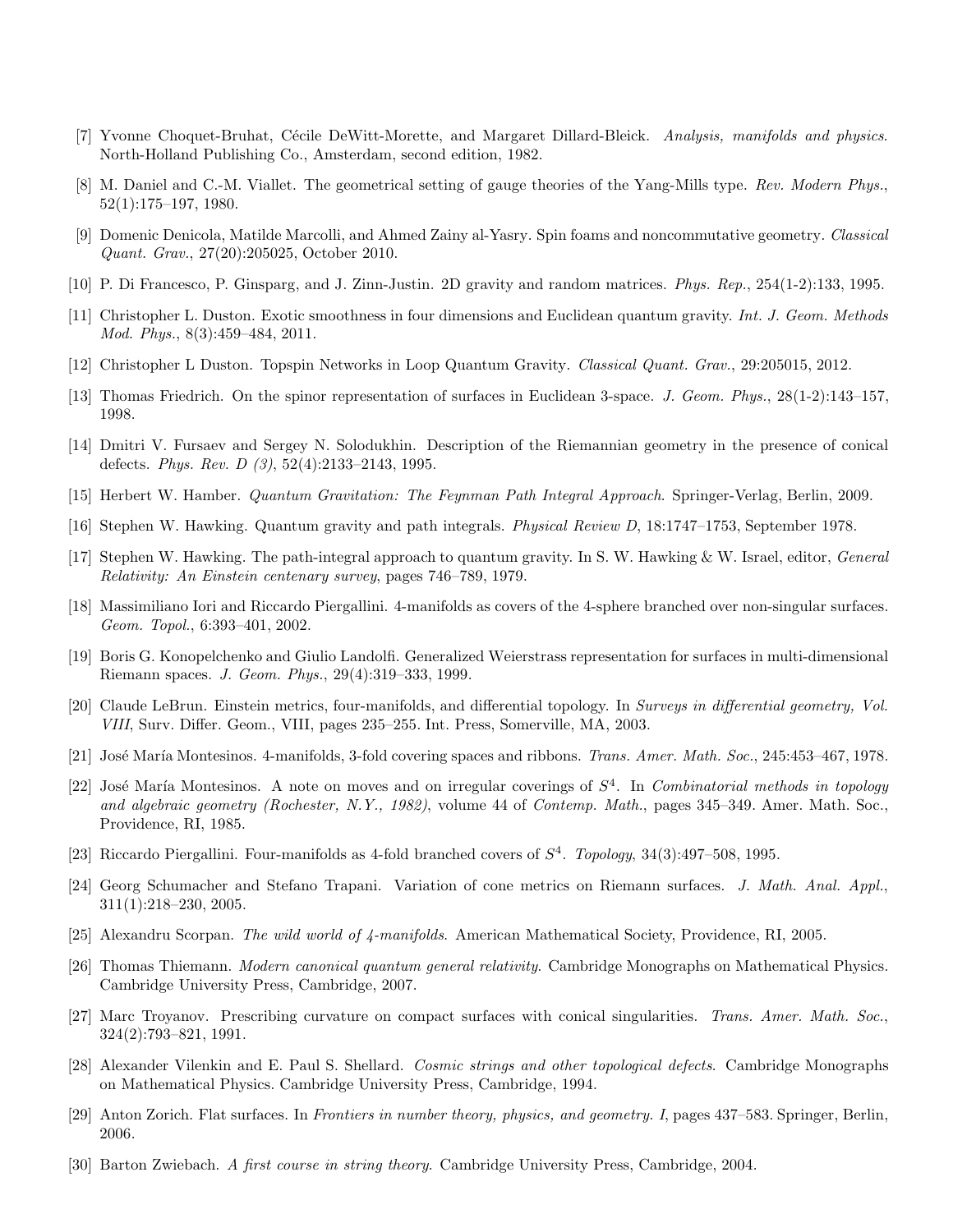[7] Yvonne Choquet-Bruhat, Cécile DeWitt-Morette, and Margaret Dillard-Bleick. *Analysis, manifolds and physics*. North-Holland Publishing Co., Amsterdam, second edition, 1982.

[8] M. Daniel and C.-M. Viallet. The geometrical setting of gauge theories of the Yang-Mills type. *Rev. Modern Phys.*, 52(1):175–197, 1980.

[9] Domenic Denicola, Matilde Marcolli, and Ahmed Zainy al-Yasry. Spin foams and noncommutative geometry. *Classical Quant. Grav.*, 27(20):205025, October 2010.

[10] P. Di Francesco, P. Ginsparg, and J. Zinn-Justin. 2D gravity and random matrices. *Phys. Rep.*, 254(1-2):133, 1995.

[11] Christopher L. Duston. Exotic smoothness in four dimensions and Euclidean quantum gravity. *Int. J. Geom. Methods Mod. Phys.*, 8(3):459–484, 2011.

[12] Christopher L Duston. Topspin Networks in Loop Quantum Gravity. *Classical Quant. Grav.*, 29:205015, 2012.

[13] Thomas Friedrich. On the spinor representation of surfaces in Euclidean 3-space. *J. Geom. Phys.*, 28(1-2):143–157, 1998.

[14] Dmitri V. Fursaev and Sergey N. Solodukhin. Description of the Riemannian geometry in the presence of conical defects. *Phys. Rev. D (3)*, 52(4):2133–2143, 1995.

[15] Herbert W. Hamber. *Quantum Gravitation: The Feynman Path Integral Approach*. Springer-Verlag, Berlin, 2009.

[16] Stephen W. Hawking. Quantum gravity and path integrals. *Physical Review D*, 18:1747–1753, September 1978.

[17] Stephen W. Hawking. The path-integral approach to quantum gravity. In S. W. Hawking & W. Israel, editor, *General Relativity: An Einstein centenary survey*, pages 746–789, 1979.

[18] Massimiliano Iori and Riccardo Piergallini. 4-manifolds as covers of the 4-sphere branched over non-singular surfaces. *Geom. Topol.*, 6:393–401, 2002.

[19] Boris G. Konopelchenko and Giulio Landolfi. Generalized Weierstrass representation for surfaces in multi-dimensional Riemann spaces. *J. Geom. Phys.*, 29(4):319–333, 1999.

[20] Claude LeBrun. Einstein metrics, four-manifolds, and differential topology. In *Surveys in differential geometry, Vol. VIII*, Surv. Differ. Geom., VIII, pages 235–255. Int. Press, Somerville, MA, 2003.

[21] José María Montesinos. 4-manifolds, 3-fold covering spaces and ribbons. *Trans. Amer. Math. Soc.*, 245:453–467, 1978.

[22] José María Montesinos. A note on moves and on irregular coverings of $S^4$. In *Combinatorial methods in topology and algebraic geometry (Rochester, N.Y., 1982)*, volume 44 of *Contemp. Math.*, pages 345–349. Amer. Math. Soc., Providence, RI, 1985.

[23] Riccardo Piergallini. Four-manifolds as 4-fold branched covers of $S^4$. *Topology*, 34(3):497–508, 1995.

[24] Georg Schumacher and Stefano Trapani. Variation of cone metrics on Riemann surfaces. *J. Math. Anal. Appl.*, 311(1):218–230, 2005.

[25] Alexandru Scorpan. *The wild world of 4-manifolds*. American Mathematical Society, Providence, RI, 2005.

[26] Thomas Thiemann. *Modern canonical quantum general relativity*. Cambridge Monographs on Mathematical Physics. Cambridge University Press, Cambridge, 2007.

[27] Marc Troyanov. Prescribing curvature on compact surfaces with conical singularities. *Trans. Amer. Math. Soc.*, 324(2):793–821, 1991.

[28] Alexander Vilenkin and E. Paul S. Shellard. *Cosmic strings and other topological defects*. Cambridge Monographs on Mathematical Physics. Cambridge University Press, Cambridge, 1994.

[29] Anton Zorich. Flat surfaces. In *Frontiers in number theory, physics, and geometry. I*, pages 437–583. Springer, Berlin, 2006.

[30] Barton Zwiebach. *A first course in string theory*. Cambridge University Press, Cambridge, 2004.